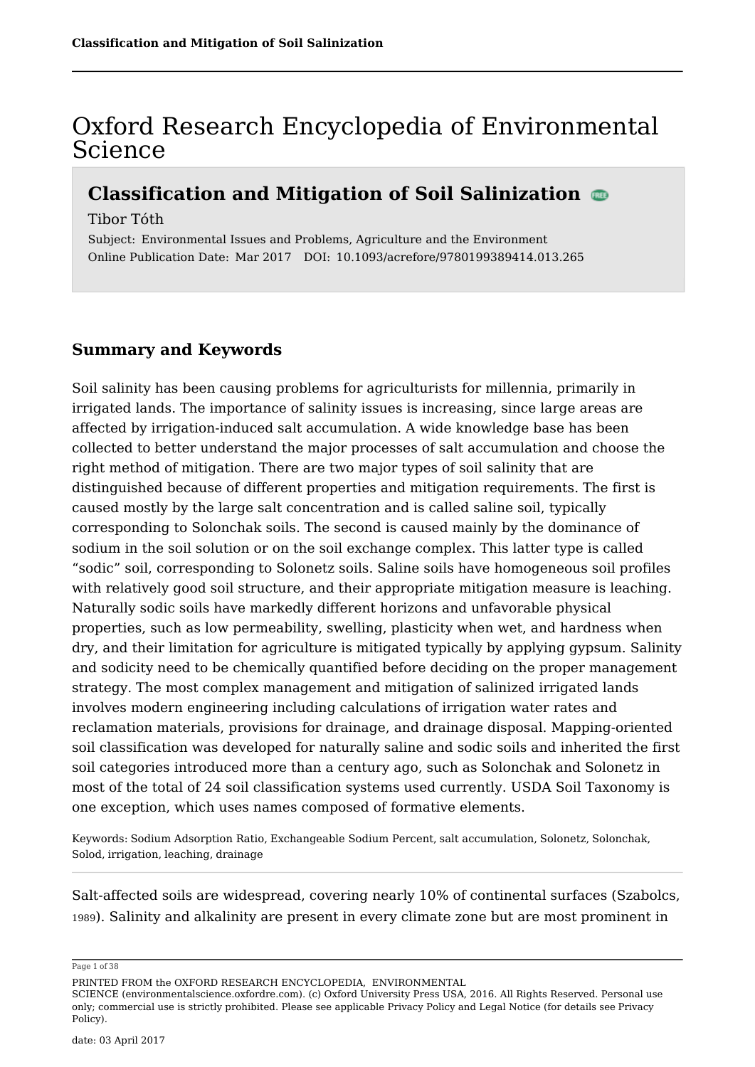# Oxford Research Encyclopedia of Environmental Science

## Classification and Mitigation of Soil Salinization

Tibor Tóth

Subject: Environmental Issues and Problems, Agriculture and the Environment
Online Publication Date: Mar 2017 DOI: 10.1093/acrefore/9780199389414.013.265

### Summary and Keywords

Soil salinity has been causing problems for agriculturists for millennia, primarily in irrigated lands. The importance of salinity issues is increasing, since large areas are affected by irrigation-induced salt accumulation. A wide knowledge base has been collected to better understand the major processes of salt accumulation and choose the right method of mitigation. There are two major types of soil salinity that are distinguished because of different properties and mitigation requirements. The first is caused mostly by the large salt concentration and is called saline soil, typically corresponding to Solonchak soils. The second is caused mainly by the dominance of sodium in the soil solution or on the soil exchange complex. This latter type is called "sodic" soil, corresponding to Solonetz soils. Saline soils have homogeneous soil profiles with relatively good soil structure, and their appropriate mitigation measure is leaching. Naturally sodic soils have markedly different horizons and unfavorable physical properties, such as low permeability, swelling, plasticity when wet, and hardness when dry, and their limitation for agriculture is mitigated typically by applying gypsum. Salinity and sodicity need to be chemically quantified before deciding on the proper management strategy. The most complex management and mitigation of salinized irrigated lands involves modern engineering including calculations of irrigation water rates and reclamation materials, provisions for drainage, and drainage disposal. Mapping-oriented soil classification was developed for naturally saline and sodic soils and inherited the first soil categories introduced more than a century ago, such as Solonchak and Solonetz in most of the total of 24 soil classification systems used currently. USDA Soil Taxonomy is one exception, which uses names composed of formative elements.

Keywords: Sodium Adsorption Ratio, Exchangeable Sodium Percent, salt accumulation, Solonetz, Solonchak, Solod, irrigation, leaching, drainage

---

Salt-affected soils are widespread, covering nearly 10% of continental surfaces (Szabolcs, 1989). Salinity and alkalinity are present in every climate zone but are most prominent in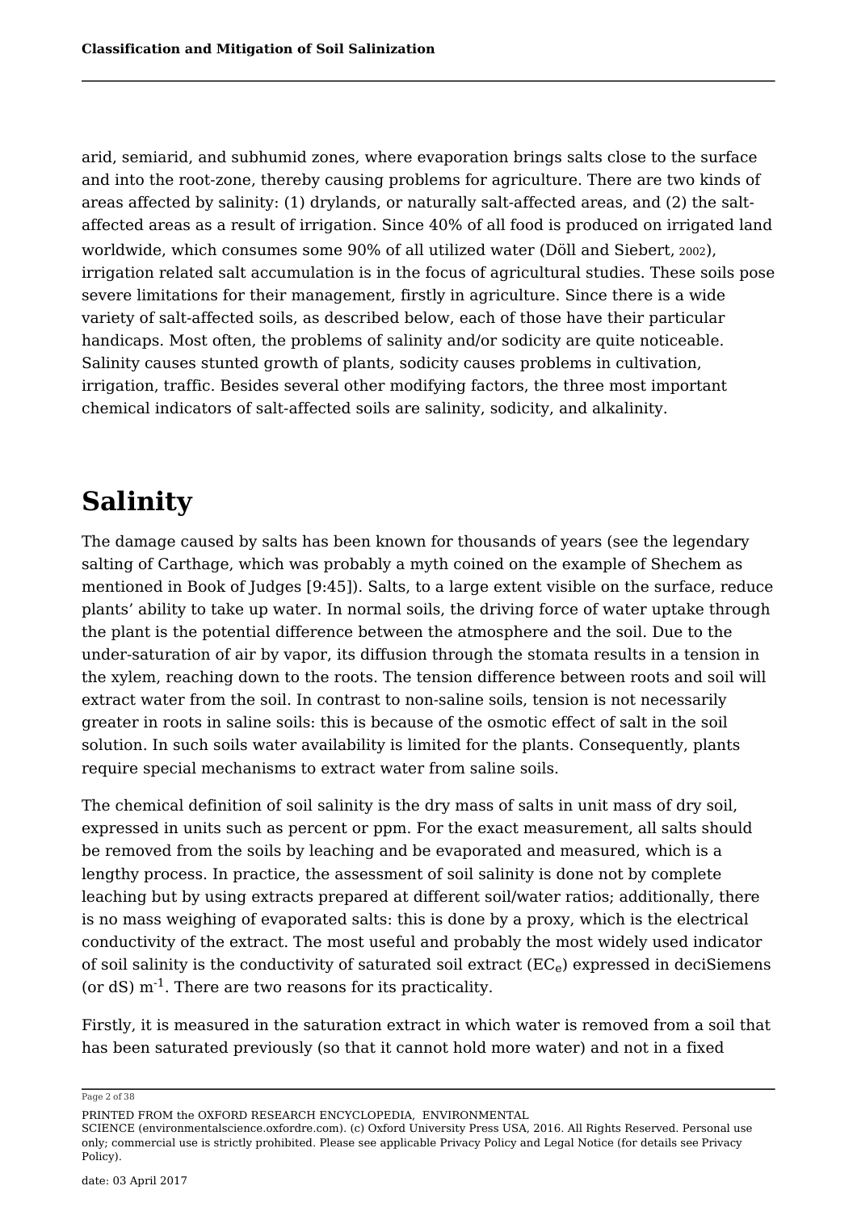arid, semiarid, and subhumid zones, where evaporation brings salts close to the surface and into the root-zone, thereby causing problems for agriculture. There are two kinds of areas affected by salinity: (1) drylands, or naturally salt-affected areas, and (2) the salt-affected areas as a result of irrigation. Since 40% of all food is produced on irrigated land worldwide, which consumes some 90% of all utilized water (Döll and Siebert, 2002), irrigation related salt accumulation is in the focus of agricultural studies. These soils pose severe limitations for their management, firstly in agriculture. Since there is a wide variety of salt-affected soils, as described below, each of those have their particular handicaps. Most often, the problems of salinity and/or sodicity are quite noticeable. Salinity causes stunted growth of plants, sodicity causes problems in cultivation, irrigation, traffic. Besides several other modifying factors, the three most important chemical indicators of salt-affected soils are salinity, sodicity, and alkalinity.

# Salinity

The damage caused by salts has been known for thousands of years (see the legendary salting of Carthage, which was probably a myth coined on the example of Shechem as mentioned in Book of Judges [9:45]). Salts, to a large extent visible on the surface, reduce plants' ability to take up water. In normal soils, the driving force of water uptake through the plant is the potential difference between the atmosphere and the soil. Due to the under-saturation of air by vapor, its diffusion through the stomata results in a tension in the xylem, reaching down to the roots. The tension difference between roots and soil will extract water from the soil. In contrast to non-saline soils, tension is not necessarily greater in roots in saline soils: this is because of the osmotic effect of salt in the soil solution. In such soils water availability is limited for the plants. Consequently, plants require special mechanisms to extract water from saline soils.

The chemical definition of soil salinity is the dry mass of salts in unit mass of dry soil, expressed in units such as percent or ppm. For the exact measurement, all salts should be removed from the soils by leaching and be evaporated and measured, which is a lengthy process. In practice, the assessment of soil salinity is done not by complete leaching but by using extracts prepared at different soil/water ratios; additionally, there is no mass weighing of evaporated salts: this is done by a proxy, which is the electrical conductivity of the extract. The most useful and probably the most widely used indicator of soil salinity is the conductivity of saturated soil extract ($EC_e$) expressed in deciSiemens (or dS) $m^{-1}$. There are two reasons for its practicality.

Firstly, it is measured in the saturation extract in which water is removed from a soil that has been saturated previously (so that it cannot hold more water) and not in a fixed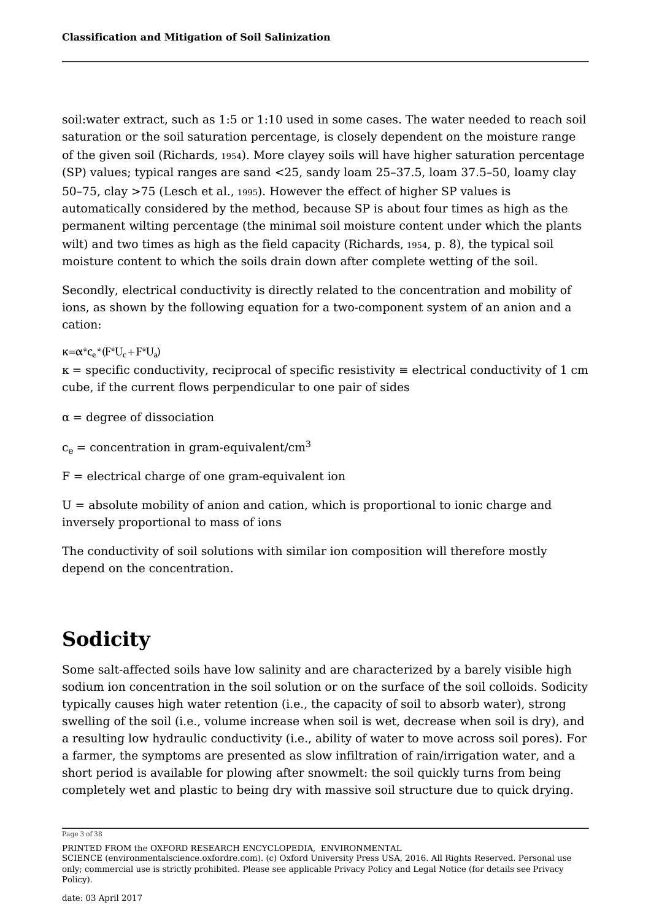soil:water extract, such as 1:5 or 1:10 used in some cases. The water needed to reach soil saturation or the soil saturation percentage, is closely dependent on the moisture range of the given soil (Richards, 1954). More clayey soils will have higher saturation percentage (SP) values; typical ranges are sand <25, sandy loam 25–37.5, loam 37.5–50, loamy clay 50–75, clay >75 (Lesch et al., 1995). However the effect of higher SP values is automatically considered by the method, because SP is about four times as high as the permanent wilting percentage (the minimal soil moisture content under which the plants wilt) and two times as high as the field capacity (Richards, 1954, p. 8), the typical soil moisture content to which the soils drain down after complete wetting of the soil.

Secondly, electrical conductivity is directly related to the concentration and mobility of ions, as shown by the following equation for a two-component system of an anion and a cation:

$$\kappa = \alpha * c_e * (F * U_c + F * U_a)$$

$\kappa$ = specific conductivity, reciprocal of specific resistivity ≡ electrical conductivity of 1 cm cube, if the current flows perpendicular to one pair of sides

$\alpha$ = degree of dissociation

$c_e$ = concentration in gram-equivalent/$cm^3$

F = electrical charge of one gram-equivalent ion

U = absolute mobility of anion and cation, which is proportional to ionic charge and inversely proportional to mass of ions

The conductivity of soil solutions with similar ion composition will therefore mostly depend on the concentration.

# Sodicity

Some salt-affected soils have low salinity and are characterized by a barely visible high sodium ion concentration in the soil solution or on the surface of the soil colloids. Sodicity typically causes high water retention (i.e., the capacity of soil to absorb water), strong swelling of the soil (i.e., volume increase when soil is wet, decrease when soil is dry), and a resulting low hydraulic conductivity (i.e., ability of water to move across soil pores). For a farmer, the symptoms are presented as slow infiltration of rain/irrigation water, and a short period is available for plowing after snowmelt: the soil quickly turns from being completely wet and plastic to being dry with massive soil structure due to quick drying.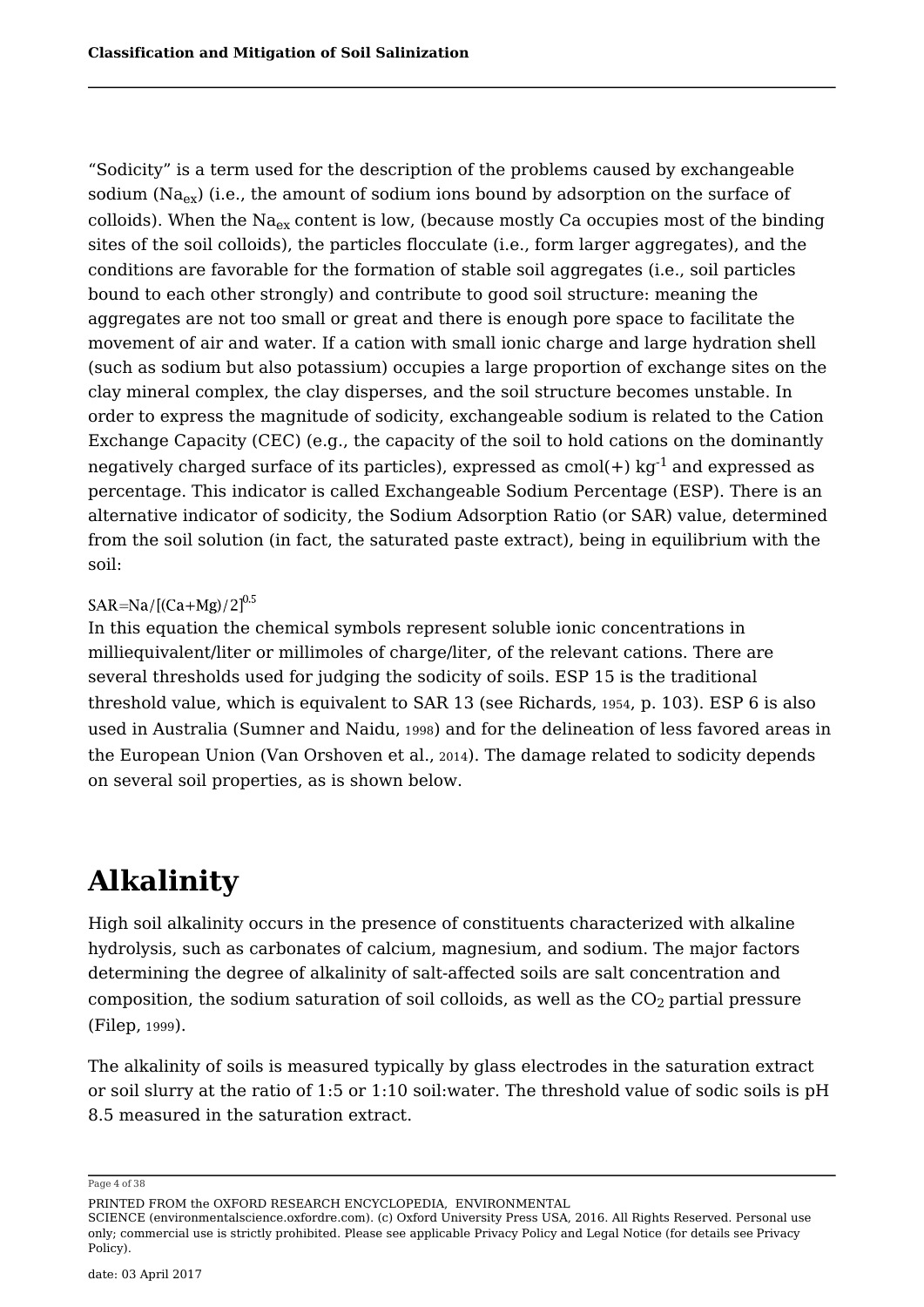"Sodicity" is a term used for the description of the problems caused by exchangeable sodium ($Na_{ex}$) (i.e., the amount of sodium ions bound by adsorption on the surface of colloids). When the $Na_{ex}$ content is low, (because mostly Ca occupies most of the binding sites of the soil colloids), the particles flocculate (i.e., form larger aggregates), and the conditions are favorable for the formation of stable soil aggregates (i.e., soil particles bound to each other strongly) and contribute to good soil structure: meaning the aggregates are not too small or great and there is enough pore space to facilitate the movement of air and water. If a cation with small ionic charge and large hydration shell (such as sodium but also potassium) occupies a large proportion of exchange sites on the clay mineral complex, the clay disperses, and the soil structure becomes unstable. In order to express the magnitude of sodicity, exchangeable sodium is related to the Cation Exchange Capacity (CEC) (e.g., the capacity of the soil to hold cations on the dominantly negatively charged surface of its particles), expressed as cmol(+) $kg^{-1}$ and expressed as percentage. This indicator is called Exchangeable Sodium Percentage (ESP). There is an alternative indicator of sodicity, the Sodium Adsorption Ratio (or SAR) value, determined from the soil solution (in fact, the saturated paste extract), being in equilibrium with the soil:

$$SAR = Na / [(Ca+Mg)/2]^{0.5}$$

In this equation the chemical symbols represent soluble ionic concentrations in milliequivalent/liter or millimoles of charge/liter, of the relevant cations. There are several thresholds used for judging the sodicity of soils. ESP 15 is the traditional threshold value, which is equivalent to SAR 13 (see Richards, 1954, p. 103). ESP 6 is also used in Australia (Sumner and Naidu, 1998) and for the delineation of less favored areas in the European Union (Van Orshoven et al., 2014). The damage related to sodicity depends on several soil properties, as is shown below.

## Alkalinity

High soil alkalinity occurs in the presence of constituents characterized with alkaline hydrolysis, such as carbonates of calcium, magnesium, and sodium. The major factors determining the degree of alkalinity of salt-affected soils are salt concentration and composition, the sodium saturation of soil colloids, as well as the $CO_2$ partial pressure (Filep, 1999).

The alkalinity of soils is measured typically by glass electrodes in the saturation extract or soil slurry at the ratio of 1:5 or 1:10 soil:water. The threshold value of sodic soils is pH 8.5 measured in the saturation extract.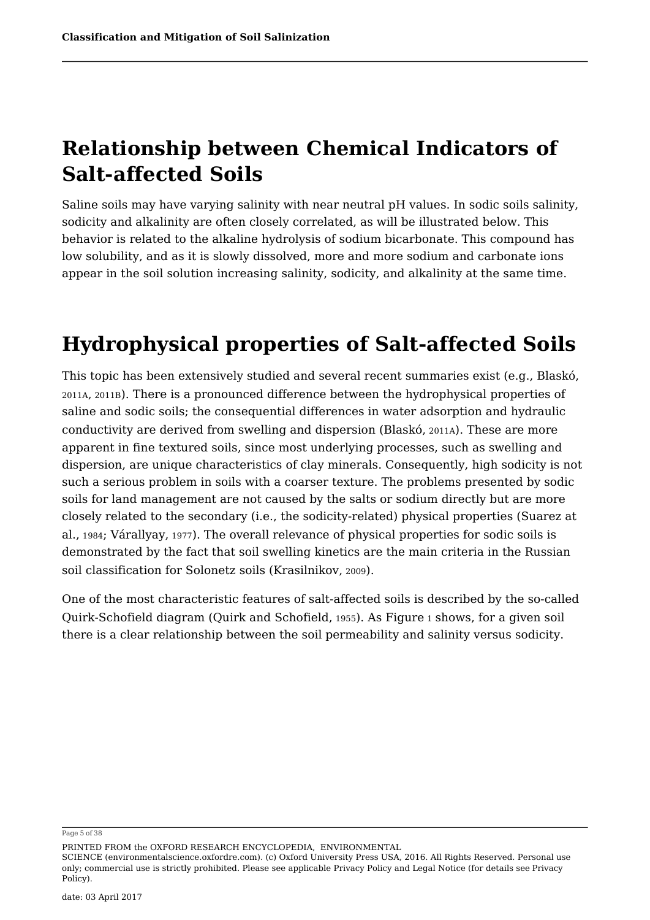## Relationship between Chemical Indicators of Salt-affected Soils

Saline soils may have varying salinity with near neutral pH values. In sodic soils salinity, sodicity and alkalinity are often closely correlated, as will be illustrated below. This behavior is related to the alkaline hydrolysis of sodium bicarbonate. This compound has low solubility, and as it is slowly dissolved, more and more sodium and carbonate ions appear in the soil solution increasing salinity, sodicity, and alkalinity at the same time.

## Hydrophysical properties of Salt-affected Soils

This topic has been extensively studied and several recent summaries exist (e.g., Blaskó, 2011A, 2011B). There is a pronounced difference between the hydrophysical properties of saline and sodic soils; the consequential differences in water adsorption and hydraulic conductivity are derived from swelling and dispersion (Blaskó, 2011A). These are more apparent in fine textured soils, since most underlying processes, such as swelling and dispersion, are unique characteristics of clay minerals. Consequently, high sodicity is not such a serious problem in soils with a coarser texture. The problems presented by sodic soils for land management are not caused by the salts or sodium directly but are more closely related to the secondary (i.e., the sodicity-related) physical properties (Suarez at al., 1984; Várallyay, 1977). The overall relevance of physical properties for sodic soils is demonstrated by the fact that soil swelling kinetics are the main criteria in the Russian soil classification for Solonetz soils (Krasilnikov, 2009).

One of the most characteristic features of salt-affected soils is described by the so-called Quirk-Schofield diagram (Quirk and Schofield, 1955). As Figure 1 shows, for a given soil there is a clear relationship between the soil permeability and salinity versus sodicity.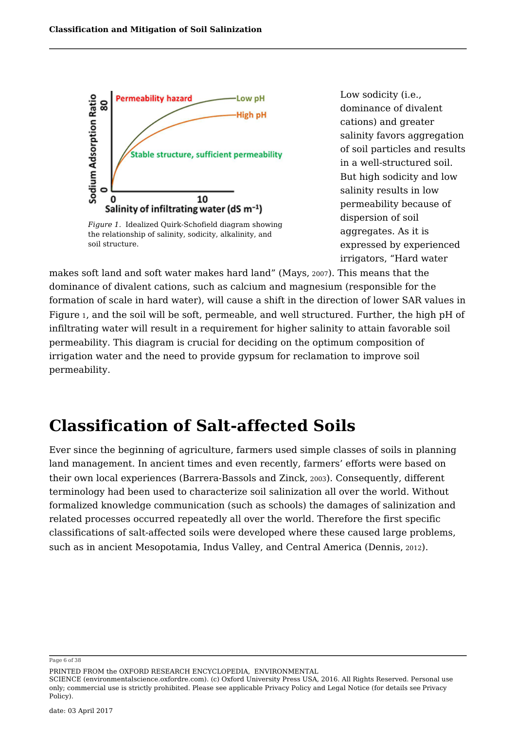*Figure 1.* Idealized Quirk-Schofield diagram showing the relationship of salinity, sodicity, alkalinity, and soil structure.

Low sodicity (i.e., dominance of divalent cations) and greater salinity favors aggregation of soil particles and results in a well-structured soil. But high sodicity and low salinity results in low permeability because of dispersion of soil aggregates. As it is expressed by experienced irrigators, "Hard water makes soft land and soft water makes hard land" (Mays, 2007). This means that the dominance of divalent cations, such as calcium and magnesium (responsible for the formation of scale in hard water), will cause a shift in the direction of lower SAR values in Figure 1, and the soil will be soft, permeable, and well structured. Further, the high pH of infiltrating water will result in a requirement for higher salinity to attain favorable soil permeability. This diagram is crucial for deciding on the optimum composition of irrigation water and the need to provide gypsum for reclamation to improve soil permeability.

# Classification of Salt-affected Soils

Ever since the beginning of agriculture, farmers used simple classes of soils in planning land management. In ancient times and even recently, farmers' efforts were based on their own local experiences (Barrera-Bassols and Zinck, 2003). Consequently, different terminology had been used to characterize soil salinization all over the world. Without formalized knowledge communication (such as schools) the damages of salinization and related processes occurred repeatedly all over the world. Therefore the first specific classifications of salt-affected soils were developed where these caused large problems, such as in ancient Mesopotamia, Indus Valley, and Central America (Dennis, 2012).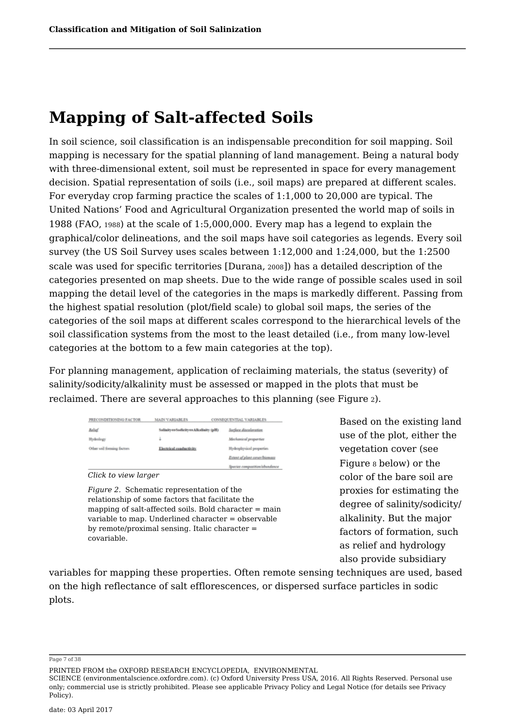# Mapping of Salt-affected Soils

In soil science, soil classification is an indispensable precondition for soil mapping. Soil mapping is necessary for the spatial planning of land management. Being a natural body with three-dimensional extent, soil must be represented in space for every management decision. Spatial representation of soils (i.e., soil maps) are prepared at different scales. For everyday crop farming practice the scales of 1:1,000 to 20,000 are typical. The United Nations' Food and Agricultural Organization presented the world map of soils in 1988 (FAO, 1988) at the scale of 1:5,000,000. Every map has a legend to explain the graphical/color delineations, and the soil maps have soil categories as legends. Every soil survey (the US Soil Survey uses scales between 1:12,000 and 1:24,000, but the 1:2500 scale was used for specific territories [Durana, 2008]) has a detailed description of the categories presented on map sheets. Due to the wide range of possible scales used in soil mapping the detail level of the categories in the maps is markedly different. Passing from the highest spatial resolution (plot/field scale) to global soil maps, the series of the categories of the soil maps at different scales correspond to the hierarchical levels of the soil classification systems from the most to the least detailed (i.e., from many low-level categories at the bottom to a few main categories at the top).

For planning management, application of reclaiming materials, the status (severity) of salinity/sodicity/alkalinity must be assessed or mapped in the plots that must be reclaimed. There are several approaches to this planning (see Figure 2).

| PRECONDITIONING FACTOR | MAIN VARIABLES | CONSEQUENTIAL VARIABLES |
|---|---|---|
| *Relief* | **Salinity or Sodicity or Alkalinity (pH)** | Surface discoloration |
| Hydrology | ↓ | *Mechanical properties* |
| Other soil forming factors | Electrical conductivity | *Hydrophysical properties* |
| | | *Extent of plant cover/biomass* |
| | | *Species composition/abundance* |

*Click to view larger*

*Figure 2.* Schematic representation of the relationship of some factors that facilitate the mapping of salt-affected soils. Bold character = main variable to map. Underlined character = observable by remote/proximal sensing. Italic character = covariable.

Based on the existing land use of the plot, either the vegetation cover (see Figure 8 below) or the color of the bare soil are proxies for estimating the degree of salinity/sodicity/alkalinity. But the major factors of formation, such as relief and hydrology also provide subsidiary variables for mapping these properties. Often remote sensing techniques are used, based on the high reflectance of salt efflorescences, or dispersed surface particles in sodic plots.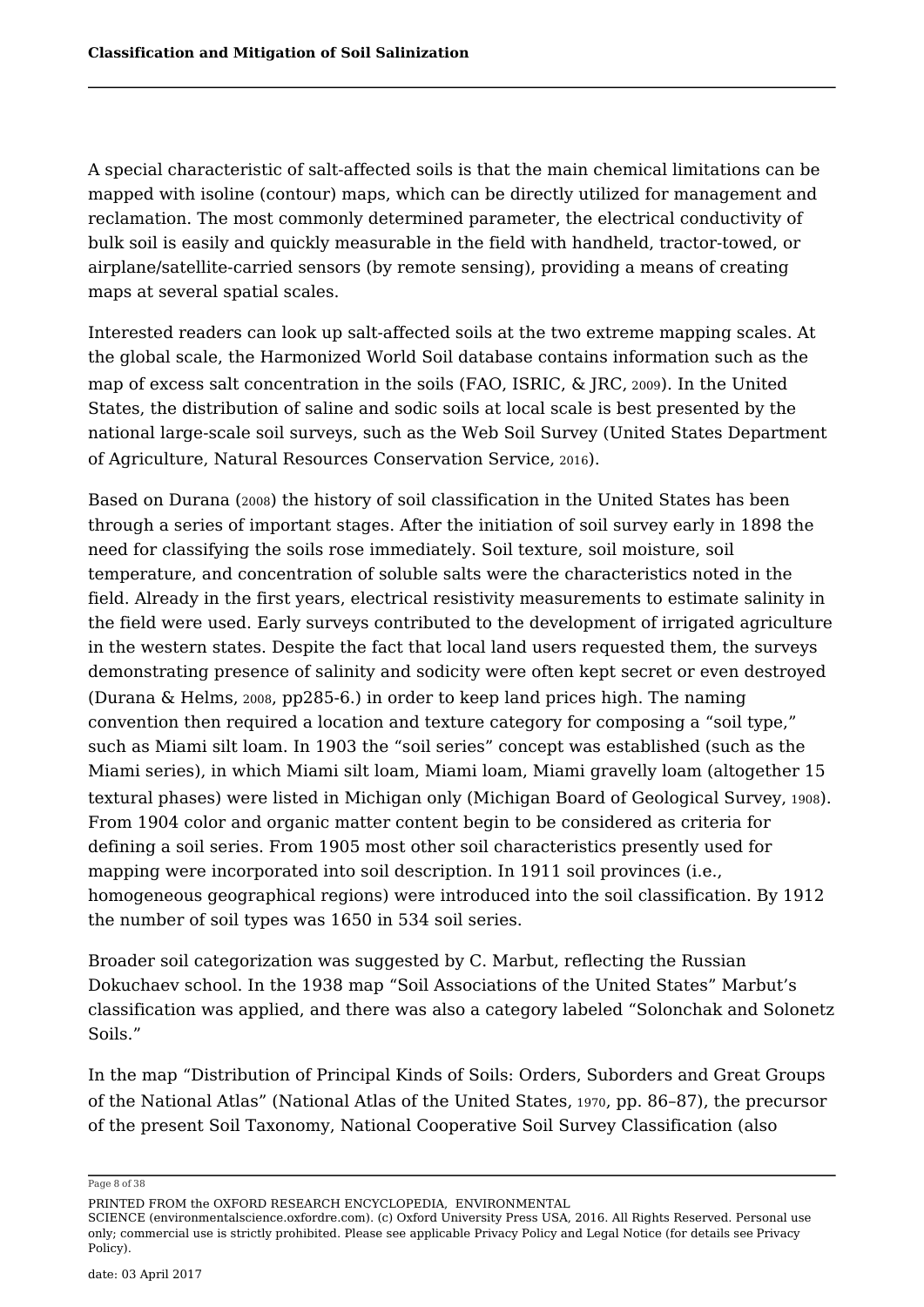A special characteristic of salt-affected soils is that the main chemical limitations can be mapped with isoline (contour) maps, which can be directly utilized for management and reclamation. The most commonly determined parameter, the electrical conductivity of bulk soil is easily and quickly measurable in the field with handheld, tractor-towed, or airplane/satellite-carried sensors (by remote sensing), providing a means of creating maps at several spatial scales.

Interested readers can look up salt-affected soils at the two extreme mapping scales. At the global scale, the Harmonized World Soil database contains information such as the map of excess salt concentration in the soils (FAO, ISRIC, & JRC, 2009). In the United States, the distribution of saline and sodic soils at local scale is best presented by the national large-scale soil surveys, such as the Web Soil Survey (United States Department of Agriculture, Natural Resources Conservation Service, 2016).

Based on Durana (2008) the history of soil classification in the United States has been through a series of important stages. After the initiation of soil survey early in 1898 the need for classifying the soils rose immediately. Soil texture, soil moisture, soil temperature, and concentration of soluble salts were the characteristics noted in the field. Already in the first years, electrical resistivity measurements to estimate salinity in the field were used. Early surveys contributed to the development of irrigated agriculture in the western states. Despite the fact that local land users requested them, the surveys demonstrating presence of salinity and sodicity were often kept secret or even destroyed (Durana & Helms, 2008, pp285-6.) in order to keep land prices high. The naming convention then required a location and texture category for composing a "soil type," such as Miami silt loam. In 1903 the "soil series" concept was established (such as the Miami series), in which Miami silt loam, Miami loam, Miami gravelly loam (altogether 15 textural phases) were listed in Michigan only (Michigan Board of Geological Survey, 1908). From 1904 color and organic matter content begin to be considered as criteria for defining a soil series. From 1905 most other soil characteristics presently used for mapping were incorporated into soil description. In 1911 soil provinces (i.e., homogeneous geographical regions) were introduced into the soil classification. By 1912 the number of soil types was 1650 in 534 soil series.

Broader soil categorization was suggested by C. Marbut, reflecting the Russian Dokuchaev school. In the 1938 map "Soil Associations of the United States" Marbut's classification was applied, and there was also a category labeled "Solonchak and Solonetz Soils."

In the map "Distribution of Principal Kinds of Soils: Orders, Suborders and Great Groups of the National Atlas" (National Atlas of the United States, 1970, pp. 86–87), the precursor of the present Soil Taxonomy, National Cooperative Soil Survey Classification (also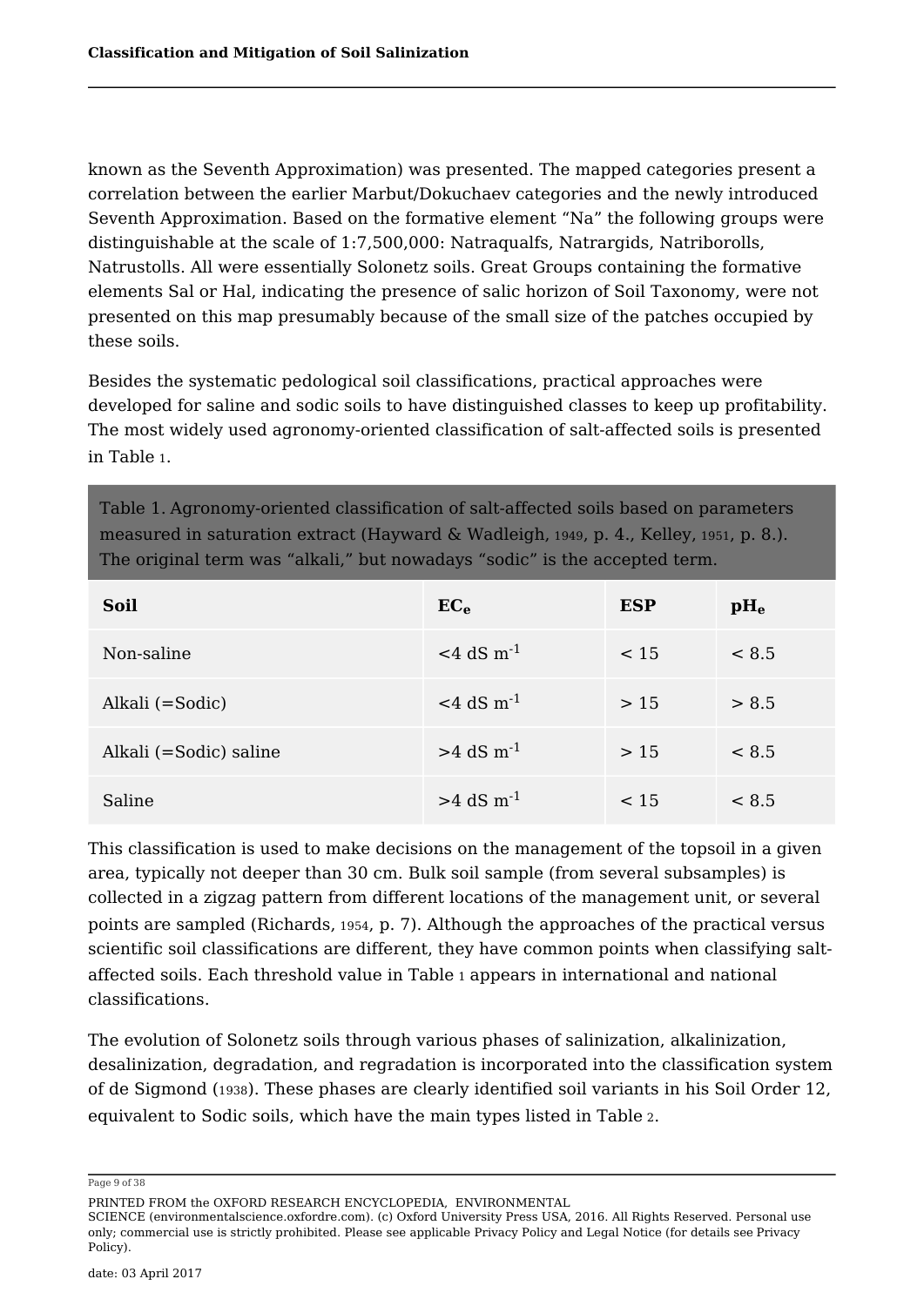known as the Seventh Approximation) was presented. The mapped categories present a correlation between the earlier Marbut/Dokuchaev categories and the newly introduced Seventh Approximation. Based on the formative element "Na" the following groups were distinguishable at the scale of 1:7,500,000: Natraqualfs, Natrargids, Natriborolls, Natrustolls. All were essentially Solonetz soils. Great Groups containing the formative elements Sal or Hal, indicating the presence of salic horizon of Soil Taxonomy, were not presented on this map presumably because of the small size of the patches occupied by these soils.

Besides the systematic pedological soil classifications, practical approaches were developed for saline and sodic soils to have distinguished classes to keep up profitability. The most widely used agronomy-oriented classification of salt-affected soils is presented in Table 1.

Table 1. Agronomy-oriented classification of salt-affected soils based on parameters measured in saturation extract (Hayward & Wadleigh, 1949, p. 4., Kelley, 1951, p. 8.). The original term was "alkali," but nowadays "sodic" is the accepted term.

| Soil | $EC_e$ | ESP | $pH_e$ |
|---|---|---|---|
| Non-saline | <4 dS $m^{-1}$ | < 15 | < 8.5 |
| Alkali (=Sodic) | <4 dS $m^{-1}$ | > 15 | > 8.5 |
| Alkali (=Sodic) saline | >4 dS $m^{-1}$ | > 15 | < 8.5 |
| Saline | >4 dS $m^{-1}$ | < 15 | < 8.5 |

This classification is used to make decisions on the management of the topsoil in a given area, typically not deeper than 30 cm. Bulk soil sample (from several subsamples) is collected in a zigzag pattern from different locations of the management unit, or several points are sampled (Richards, 1954, p. 7). Although the approaches of the practical versus scientific soil classifications are different, they have common points when classifying salt-affected soils. Each threshold value in Table 1 appears in international and national classifications.

The evolution of Solonetz soils through various phases of salinization, alkalinization, desalinization, degradation, and regradation is incorporated into the classification system of de Sigmond (1938). These phases are clearly identified soil variants in his Soil Order 12, equivalent to Sodic soils, which have the main types listed in Table 2.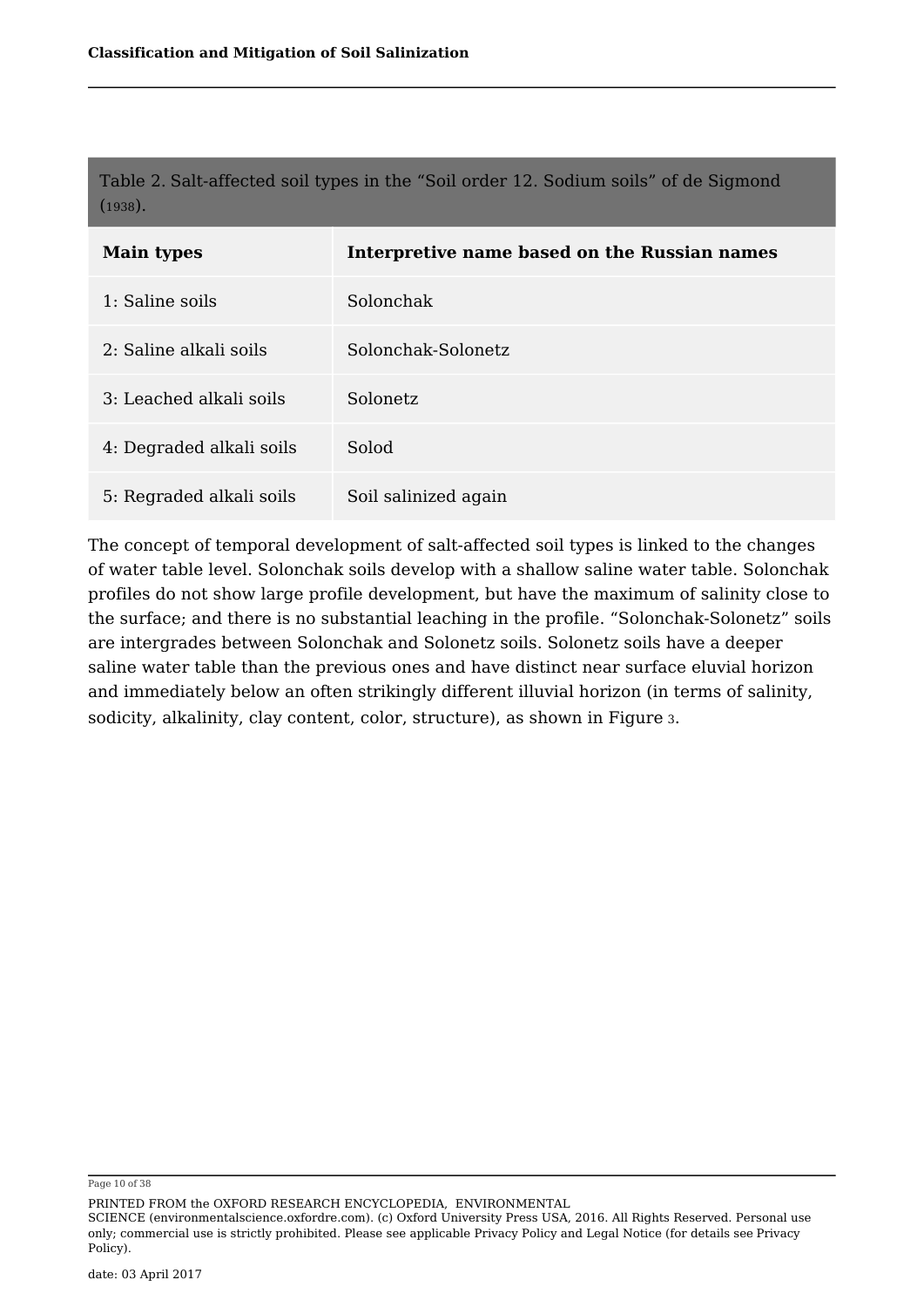Table 2. Salt-affected soil types in the "Soil order 12. Sodium soils" of de Sigmond (1938).

| Main types | Interpretive name based on the Russian names |
|---|---|
| 1: Saline soils | Solonchak |
| 2: Saline alkali soils | Solonchak-Solonetz |
| 3: Leached alkali soils | Solonetz |
| 4: Degraded alkali soils | Solod |
| 5: Regraded alkali soils | Soil salinized again |

The concept of temporal development of salt-affected soil types is linked to the changes of water table level. Solonchak soils develop with a shallow saline water table. Solonchak profiles do not show large profile development, but have the maximum of salinity close to the surface; and there is no substantial leaching in the profile. "Solonchak-Solonetz" soils are intergrades between Solonchak and Solonetz soils. Solonetz soils have a deeper saline water table than the previous ones and have distinct near surface eluvial horizon and immediately below an often strikingly different illuvial horizon (in terms of salinity, sodicity, alkalinity, clay content, color, structure), as shown in Figure 3.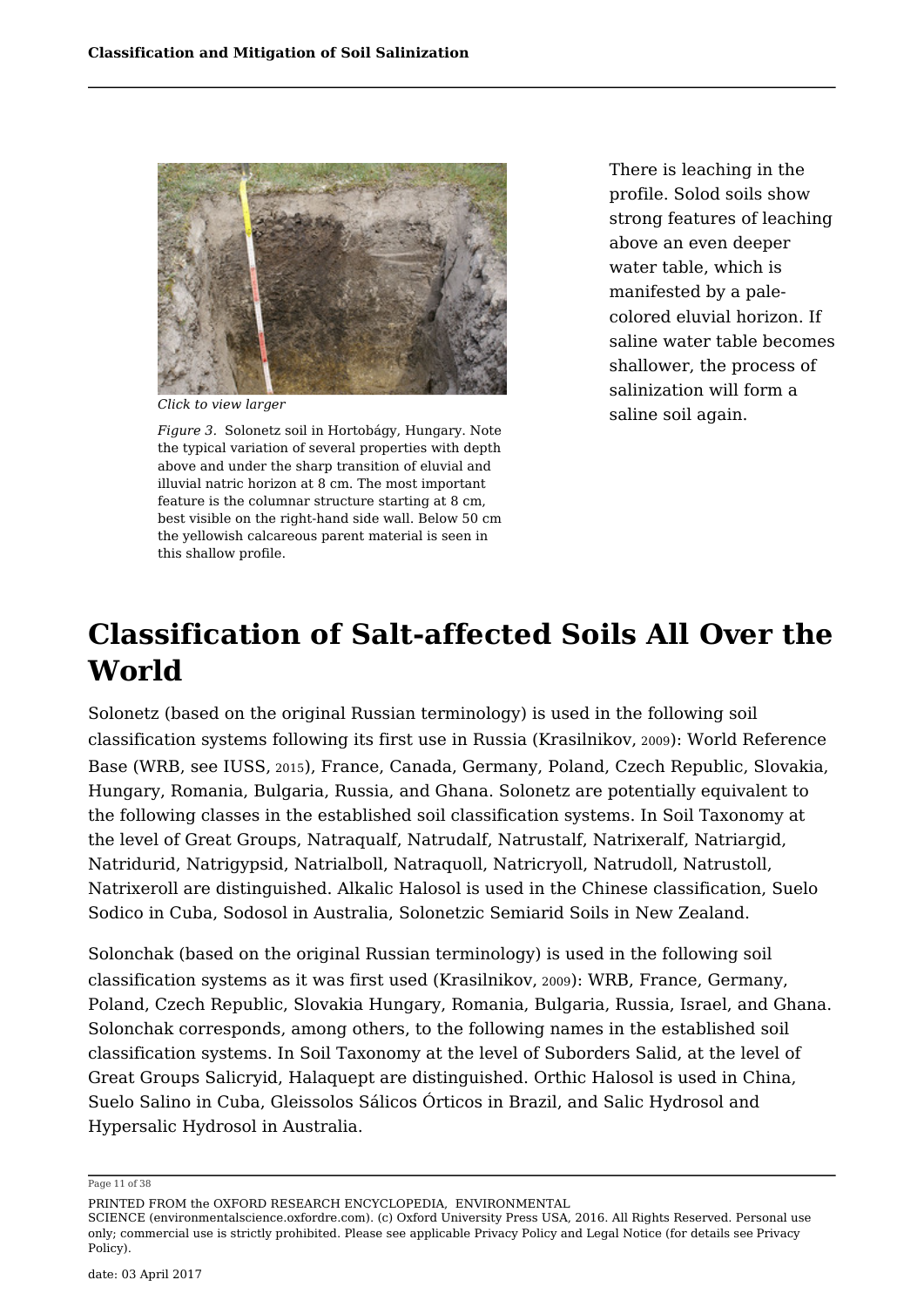*Click to view larger*

*Figure 3.* Solonetz soil in Hortobágy, Hungary. Note the typical variation of several properties with depth above and under the sharp transition of eluvial and illuvial natric horizon at 8 cm. The most important feature is the columnar structure starting at 8 cm, best visible on the right-hand side wall. Below 50 cm the yellowish calcareous parent material is seen in this shallow profile.

There is leaching in the profile. Solod soils show strong features of leaching above an even deeper water table, which is manifested by a pale-colored eluvial horizon. If saline water table becomes shallower, the process of salinization will form a saline soil again.

# Classification of Salt-affected Soils All Over the World

Solonetz (based on the original Russian terminology) is used in the following soil classification systems following its first use in Russia (Krasilnikov, 2009): World Reference Base (WRB, see IUSS, 2015), France, Canada, Germany, Poland, Czech Republic, Slovakia, Hungary, Romania, Bulgaria, Russia, and Ghana. Solonetz are potentially equivalent to the following classes in the established soil classification systems. In Soil Taxonomy at the level of Great Groups, Natraqualf, Natrudalf, Natrustalf, Natrixeralf, Natriargid, Natridurid, Natrigypsid, Natrialboll, Natraquoll, Natricryoll, Natrudoll, Natrustoll, Natrixeroll are distinguished. Alkalic Halosol is used in the Chinese classification, Suelo Sodico in Cuba, Sodosol in Australia, Solonetzic Semiarid Soils in New Zealand.

Solonchak (based on the original Russian terminology) is used in the following soil classification systems as it was first used (Krasilnikov, 2009): WRB, France, Germany, Poland, Czech Republic, Slovakia Hungary, Romania, Bulgaria, Russia, Israel, and Ghana. Solonchak corresponds, among others, to the following names in the established soil classification systems. In Soil Taxonomy at the level of Suborders Salid, at the level of Great Groups Salicryid, Halaquept are distinguished. Orthic Halosol is used in China, Suelo Salino in Cuba, Gleissolos Sálicos Órticos in Brazil, and Salic Hydrosol and Hypersalic Hydrosol in Australia.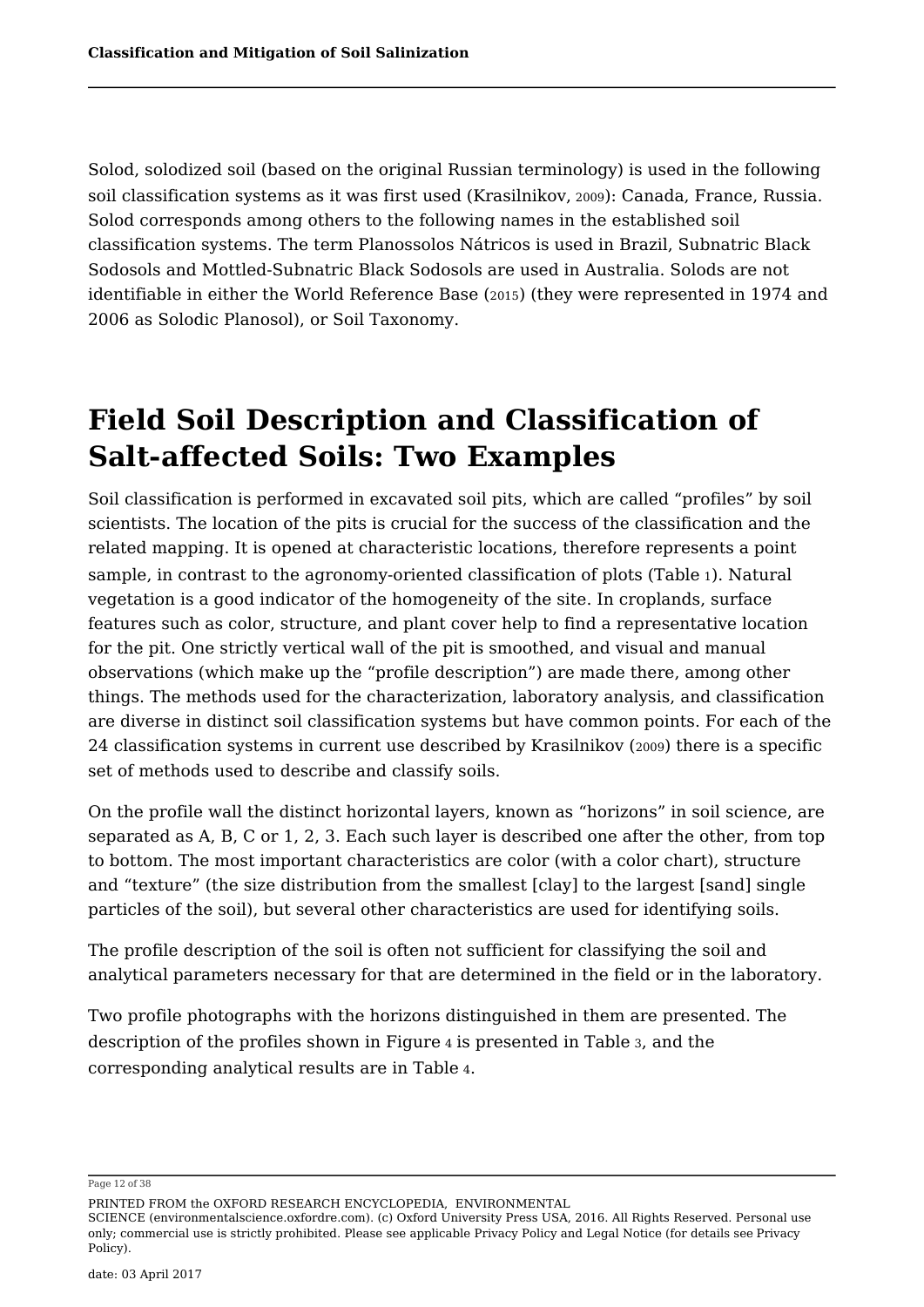Solod, solodized soil (based on the original Russian terminology) is used in the following soil classification systems as it was first used (Krasilnikov, 2009): Canada, France, Russia. Solod corresponds among others to the following names in the established soil classification systems. The term Planossolos Nátricos is used in Brazil, Subnatric Black Sodosols and Mottled-Subnatric Black Sodosols are used in Australia. Solods are not identifiable in either the World Reference Base (2015) (they were represented in 1974 and 2006 as Solodic Planosol), or Soil Taxonomy.

# Field Soil Description and Classification of Salt-affected Soils: Two Examples

Soil classification is performed in excavated soil pits, which are called "profiles" by soil scientists. The location of the pits is crucial for the success of the classification and the related mapping. It is opened at characteristic locations, therefore represents a point sample, in contrast to the agronomy-oriented classification of plots (Table 1). Natural vegetation is a good indicator of the homogeneity of the site. In croplands, surface features such as color, structure, and plant cover help to find a representative location for the pit. One strictly vertical wall of the pit is smoothed, and visual and manual observations (which make up the "profile description") are made there, among other things. The methods used for the characterization, laboratory analysis, and classification are diverse in distinct soil classification systems but have common points. For each of the 24 classification systems in current use described by Krasilnikov (2009) there is a specific set of methods used to describe and classify soils.

On the profile wall the distinct horizontal layers, known as "horizons" in soil science, are separated as A, B, C or 1, 2, 3. Each such layer is described one after the other, from top to bottom. The most important characteristics are color (with a color chart), structure and "texture" (the size distribution from the smallest [clay] to the largest [sand] single particles of the soil), but several other characteristics are used for identifying soils.

The profile description of the soil is often not sufficient for classifying the soil and analytical parameters necessary for that are determined in the field or in the laboratory.

Two profile photographs with the horizons distinguished in them are presented. The description of the profiles shown in Figure 4 is presented in Table 3, and the corresponding analytical results are in Table 4.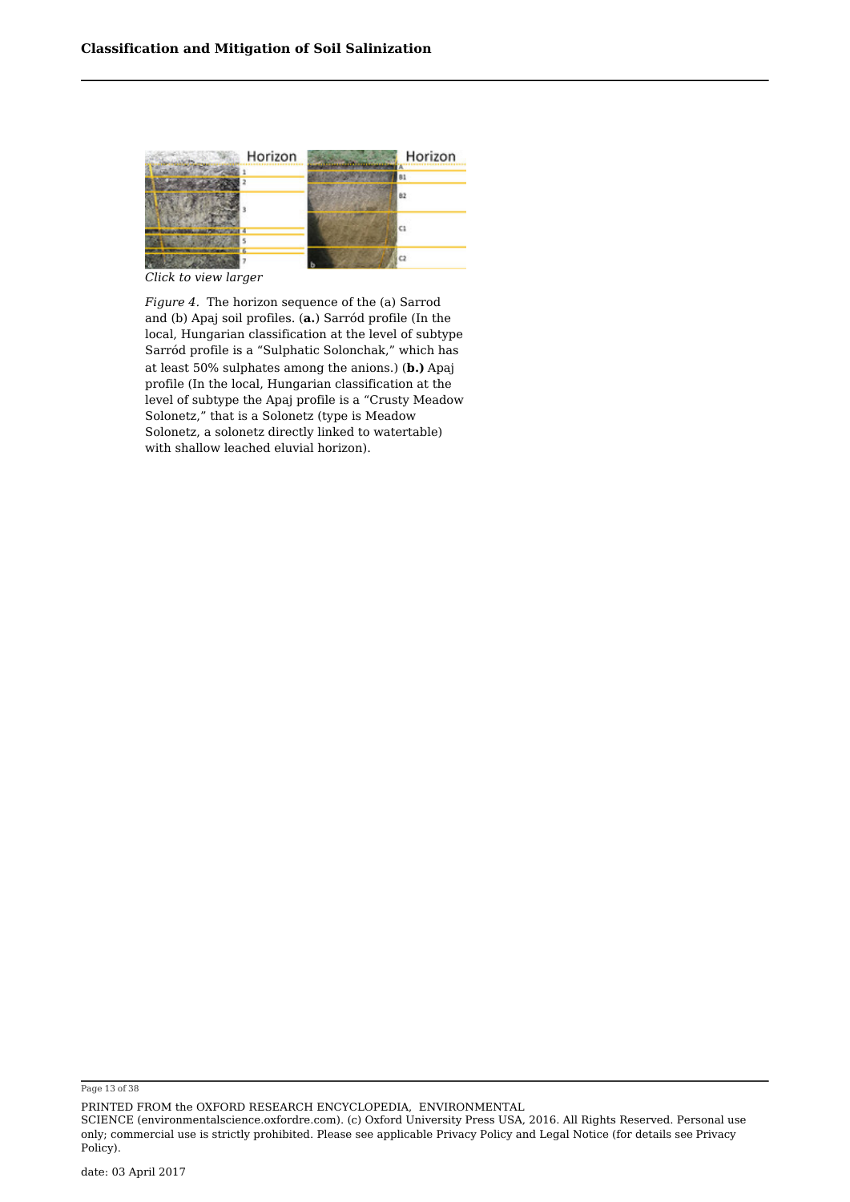*Click to view larger*

*Figure 4*. The horizon sequence of the (a) Sarrod and (b) Apaj soil profiles. (**a.**) Sarród profile (In the local, Hungarian classification at the level of subtype Sarród profile is a “Sulphatic Solonchak,” which has at least 50% sulphates among the anions.) (**b.)** Apaj profile (In the local, Hungarian classification at the level of subtype the Apaj profile is a “Crusty Meadow Solonetz,” that is a Solonetz (type is Meadow Solonetz, a solonetz directly linked to watertable) with shallow leached eluvial horizon).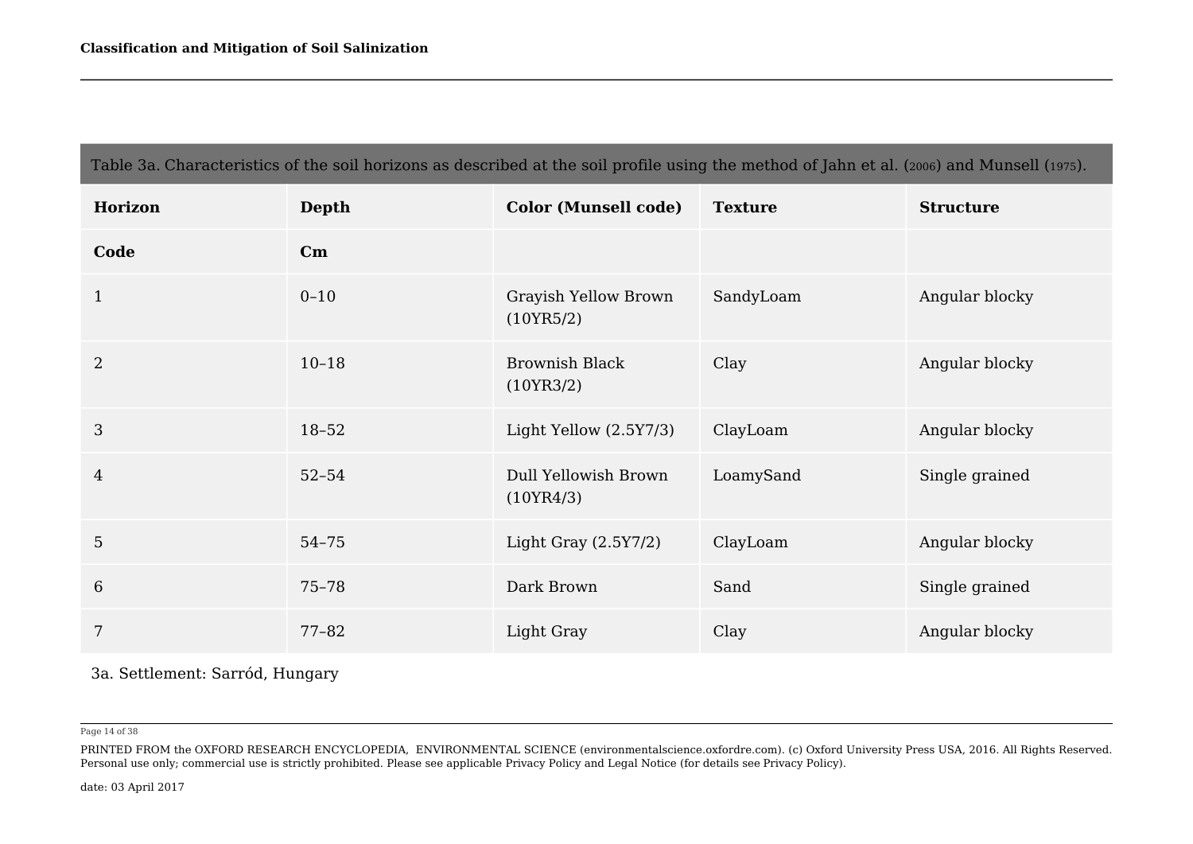Table 3a. Characteristics of the soil horizons as described at the soil profile using the method of Jahn et al. (2006) and Munsell (1975).

| Horizon | Depth | Color (Munsell code) | Texture | Structure |
|---|---|---|---|---|
| Code | Cm | | | |
| 1 | 0–10 | Grayish Yellow Brown (10YR5/2) | SandyLoam | Angular blocky |
| 2 | 10–18 | Brownish Black (10YR3/2) | Clay | Angular blocky |
| 3 | 18–52 | Light Yellow (2.5Y7/3) | ClayLoam | Angular blocky |
| 4 | 52–54 | Dull Yellowish Brown (10YR4/3) | LoamySand | Single grained |
| 5 | 54–75 | Light Gray (2.5Y7/2) | ClayLoam | Angular blocky |
| 6 | 75–78 | Dark Brown | Sand | Single grained |
| 7 | 77–82 | Light Gray | Clay | Angular blocky |

3a. Settlement: Sarród, Hungary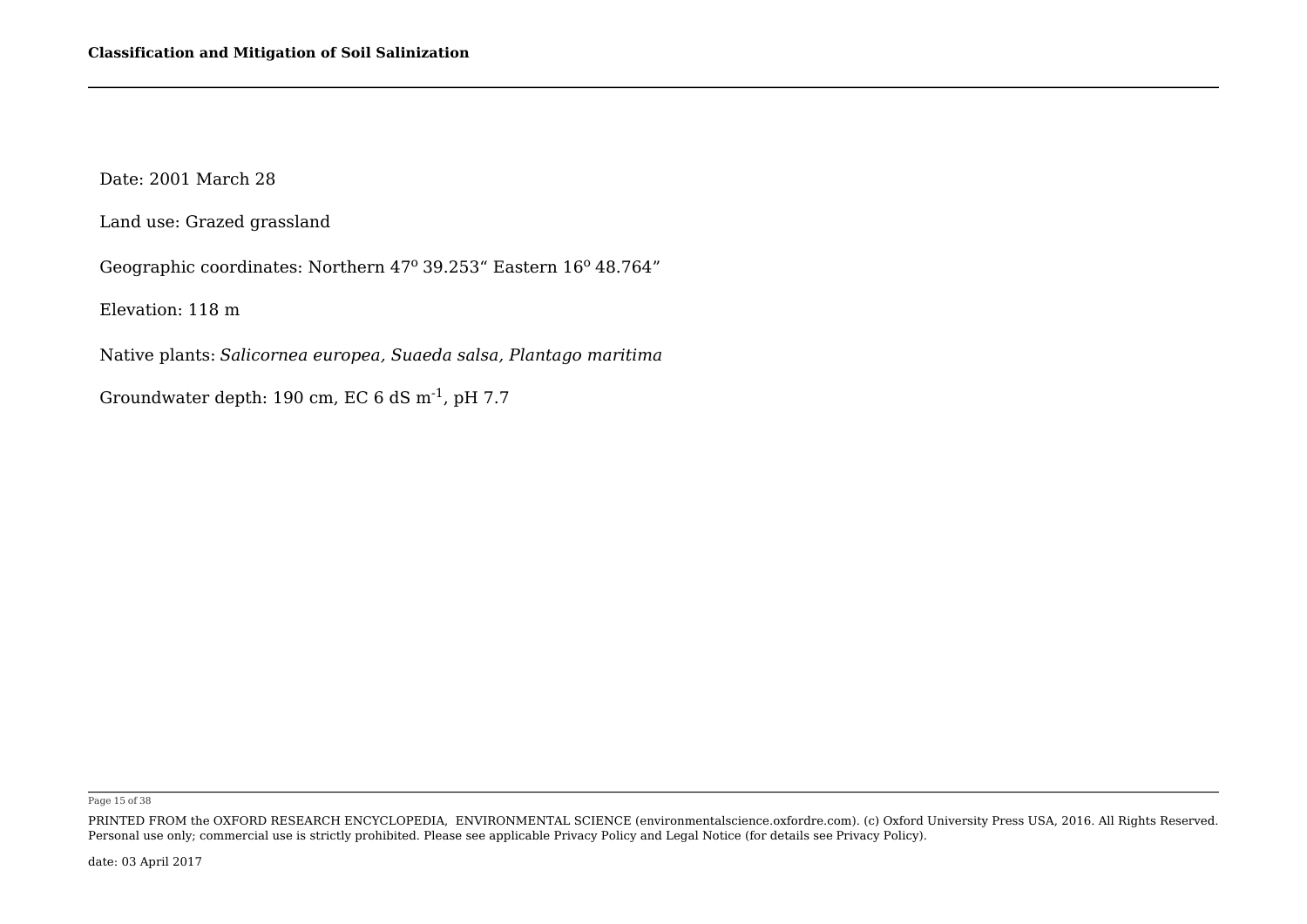Date: 2001 March 28

Land use: Grazed grassland

Geographic coordinates: Northern 47º 39.253“ Eastern 16º 48.764”

Elevation: 118 m

Native plants: *Salicornea europea, Suaeda salsa, Plantago maritima*

Groundwater depth: 190 cm, EC 6 dS $m^{-1}$, pH 7.7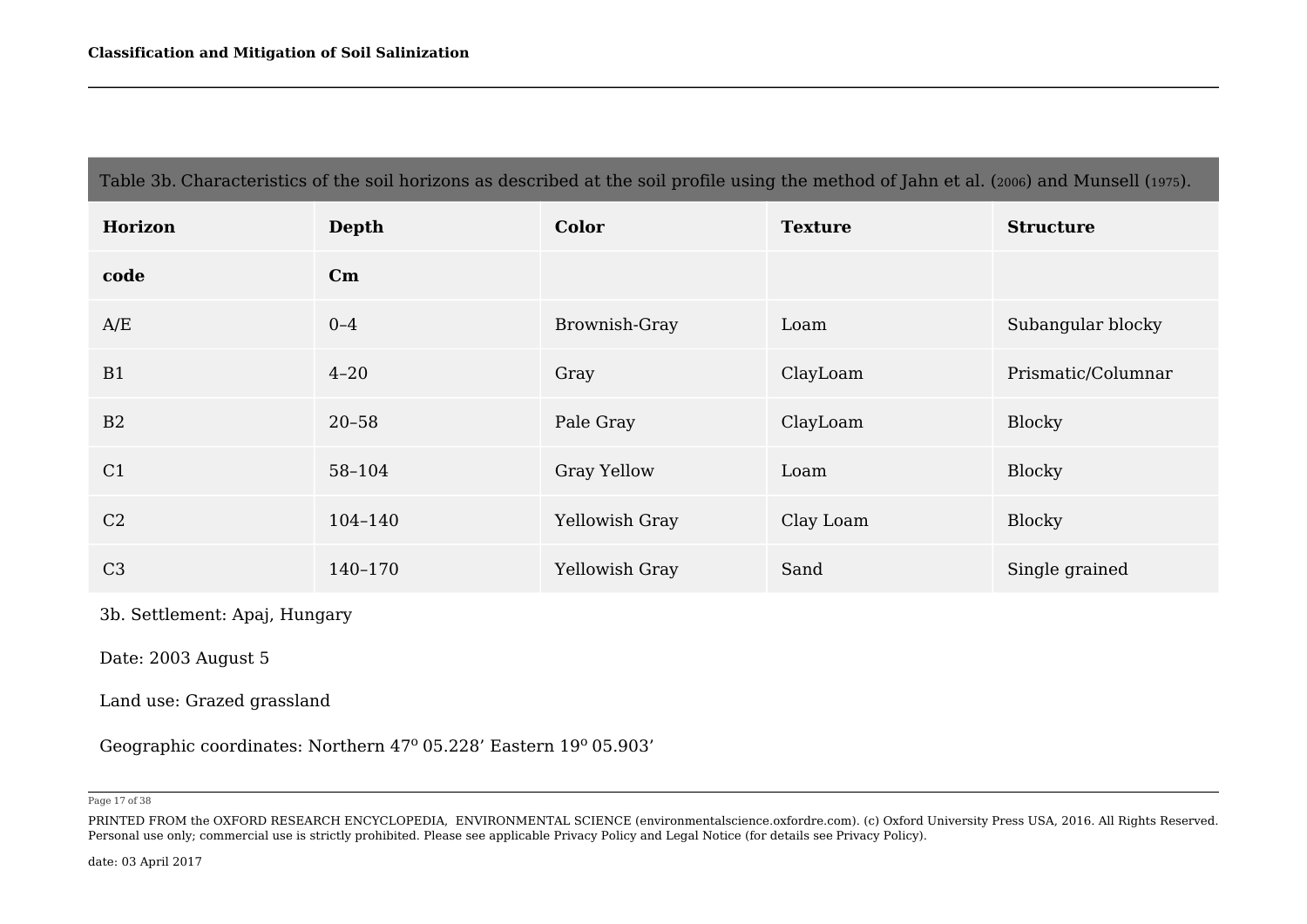Table 3b. Characteristics of the soil horizons as described at the soil profile using the method of Jahn et al. (2006) and Munsell (1975).

| Horizon | Depth | Color | Texture | Structure |
|---|---|---|---|---|
| code | Cm | | | |
| A/E | 0–4 | Brownish-Gray | Loam | Subangular blocky |
| B1 | 4–20 | Gray | ClayLoam | Prismatic/Columnar |
| B2 | 20–58 | Pale Gray | ClayLoam | Blocky |
| C1 | 58–104 | Gray Yellow | Loam | Blocky |
| C2 | 104–140 | Yellowish Gray | Clay Loam | Blocky |
| C3 | 140–170 | Yellowish Gray | Sand | Single grained |

3b. Settlement: Apaj, Hungary

Date: 2003 August 5

Land use: Grazed grassland

Geographic coordinates: Northern 47º 05.228’ Eastern 19º 05.903’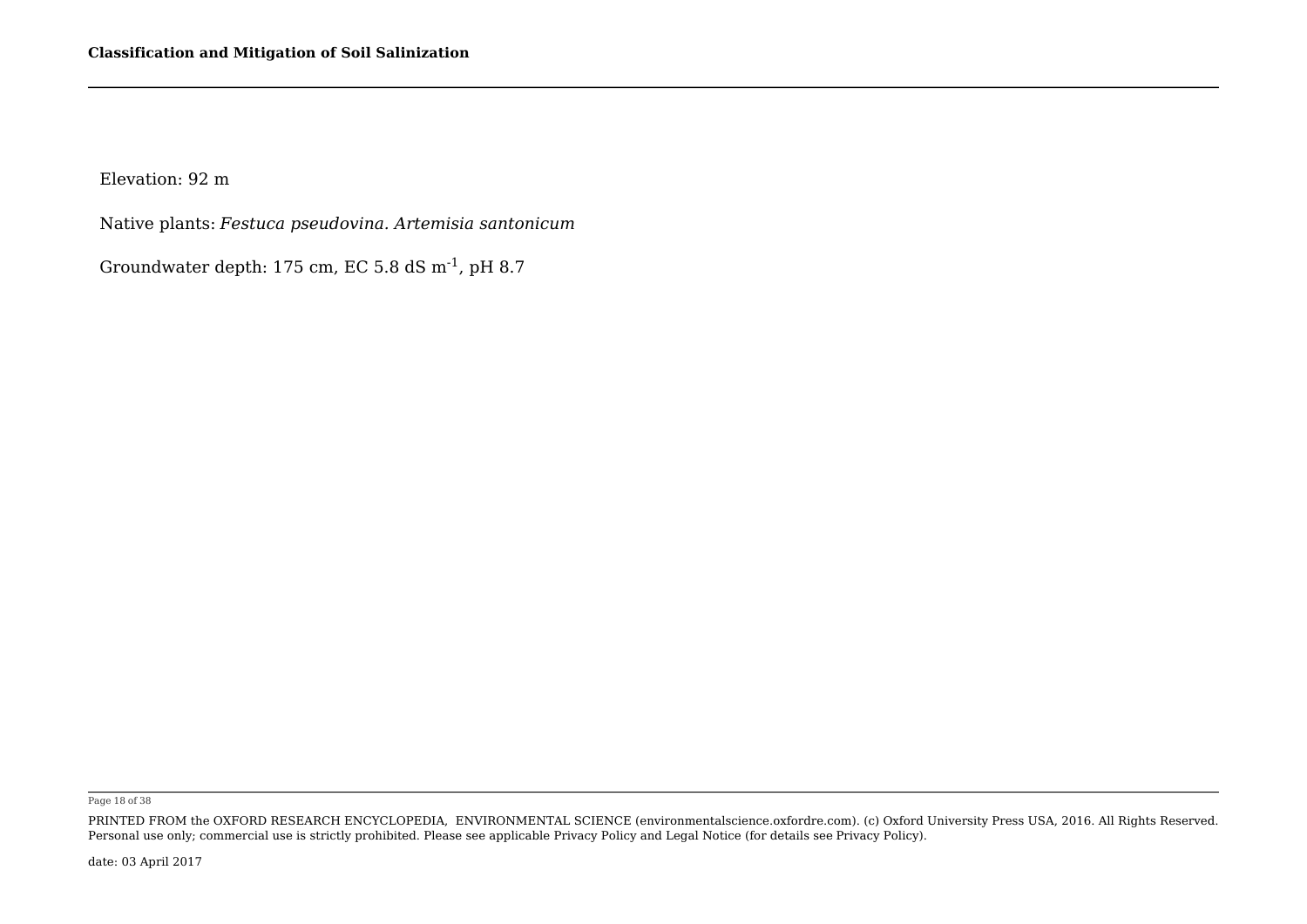Elevation: 92 m

Native plants: *Festuca pseudovina. Artemisia santonicum*

Groundwater depth: 175 cm, EC 5.8 dS $m^{-1}$, pH 8.7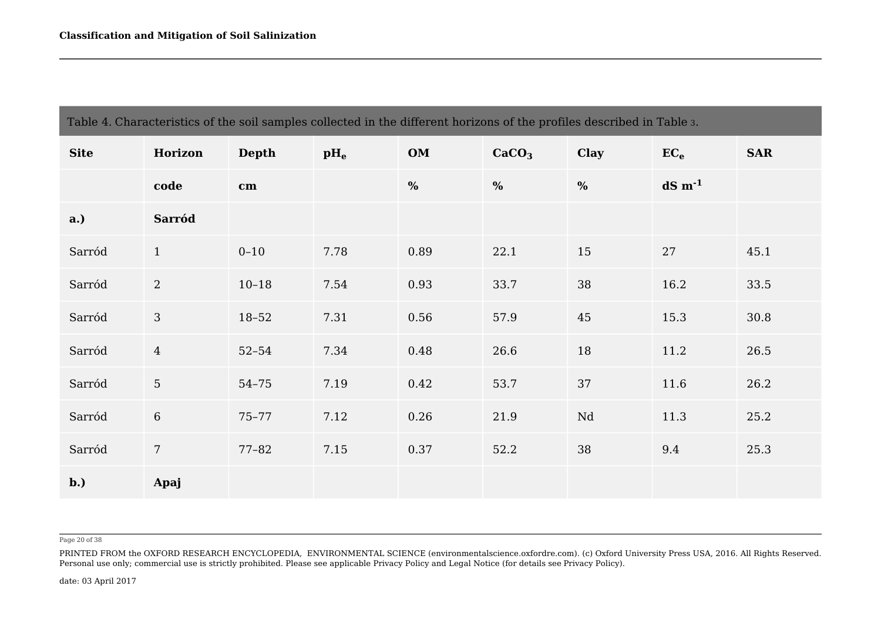Table 4. Characteristics of the soil samples collected in the different horizons of the profiles described in Table 3.

| Site | Horizon | Depth | $pH_e$ | OM | $CaCO_3$ | Clay | $EC_e$ | SAR |
|---|---|---|---|---|---|---|---|---|
| | code | cm | | % | % | % | dS $m^{-1}$ | |
| **a.)** | **Sarród** | | | | | | | |
| Sarród | 1 | 0–10 | 7.78 | 0.89 | 22.1 | 15 | 27 | 45.1 |
| Sarród | 2 | 10–18 | 7.54 | 0.93 | 33.7 | 38 | 16.2 | 33.5 |
| Sarród | 3 | 18–52 | 7.31 | 0.56 | 57.9 | 45 | 15.3 | 30.8 |
| Sarród | 4 | 52–54 | 7.34 | 0.48 | 26.6 | 18 | 11.2 | 26.5 |
| Sarród | 5 | 54–75 | 7.19 | 0.42 | 53.7 | 37 | 11.6 | 26.2 |
| Sarród | 6 | 75–77 | 7.12 | 0.26 | 21.9 | Nd | 11.3 | 25.2 |
| Sarród | 7 | 77–82 | 7.15 | 0.37 | 52.2 | 38 | 9.4 | 25.3 |
| **b.)** | **Apaj** | | | | | | | |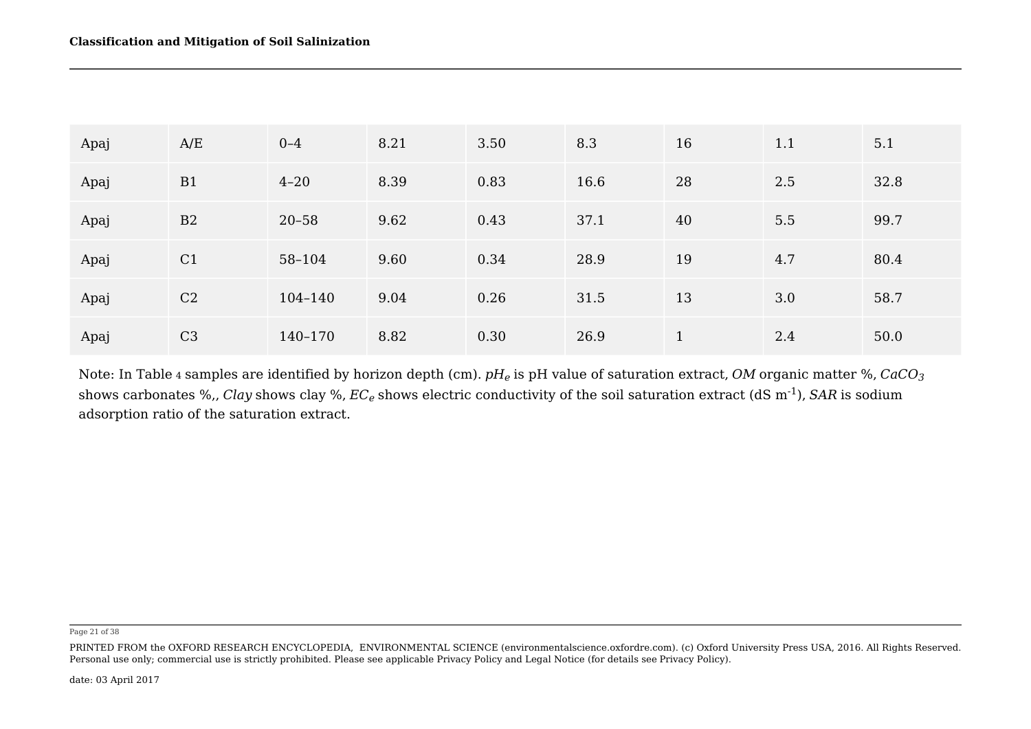| Apaj | A/E | 0–4 | 8.21 | 3.50 | 8.3 | 16 | 1.1 | 5.1 |
|---|---|---|---|---|---|---|---|---|
| Apaj | B1 | 4–20 | 8.39 | 0.83 | 16.6 | 28 | 2.5 | 32.8 |
| Apaj | B2 | 20–58 | 9.62 | 0.43 | 37.1 | 40 | 5.5 | 99.7 |
| Apaj | C1 | 58–104 | 9.60 | 0.34 | 28.9 | 19 | 4.7 | 80.4 |
| Apaj | C2 | 104–140 | 9.04 | 0.26 | 31.5 | 13 | 3.0 | 58.7 |
| Apaj | C3 | 140–170 | 8.82 | 0.30 | 26.9 | 1 | 2.4 | 50.0 |

Note: In Table 4 samples are identified by horizon depth (cm). $pH_e$ is pH value of saturation extract, *OM* organic matter %, $CaCO_3$ shows carbonates %,, *Clay* shows clay %, $EC_e$ shows electric conductivity of the soil saturation extract (dS $m^{-1}$), *SAR* is sodium adsorption ratio of the saturation extract.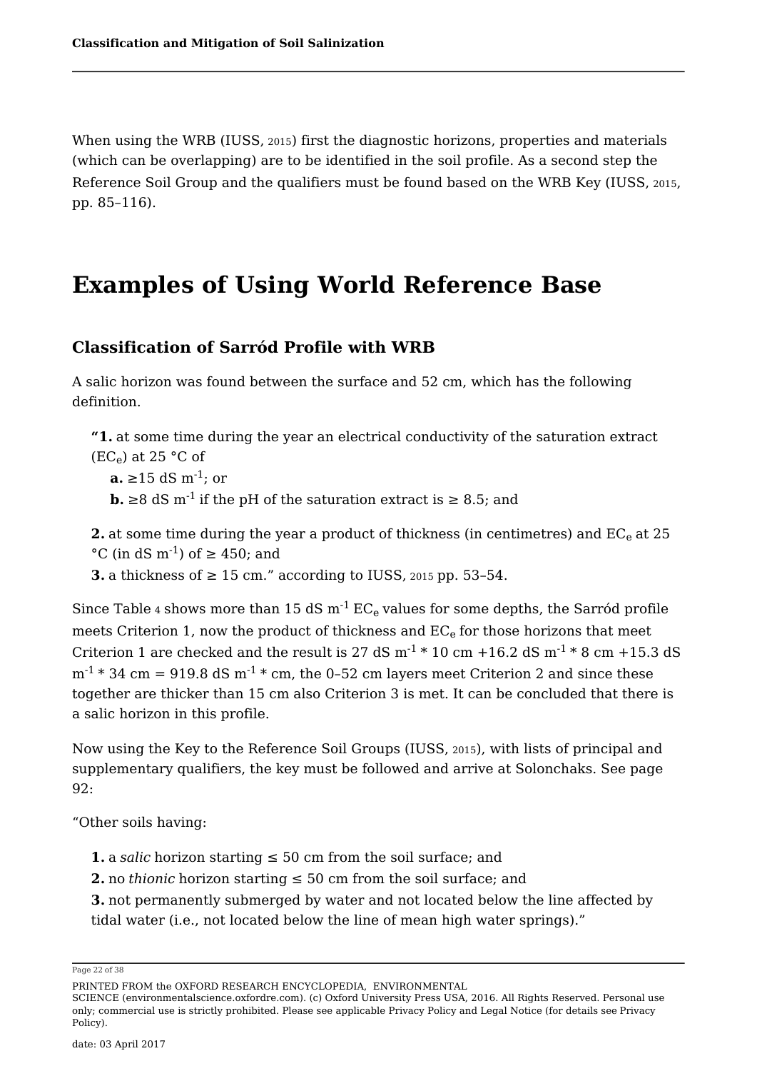When using the WRB (IUSS, 2015) first the diagnostic horizons, properties and materials (which can be overlapping) are to be identified in the soil profile. As a second step the Reference Soil Group and the qualifiers must be found based on the WRB Key (IUSS, 2015, pp. 85–116).

# Examples of Using World Reference Base

## Classification of Sarród Profile with WRB

A salic horizon was found between the surface and 52 cm, which has the following definition.

> **"1.** at some time during the year an electrical conductivity of the saturation extract ($EC_e$) at 25 °C of
> - **a.** ≥15 dS $m^{-1}$; or
> - **b.** ≥8 dS $m^{-1}$ if the pH of the saturation extract is ≥ 8.5; and
>
> **2.** at some time during the year a product of thickness (in centimetres) and $EC_e$ at 25 °C (in dS $m^{-1}$) of ≥ 450; and
> **3.** a thickness of ≥ 15 cm." according to IUSS, 2015 pp. 53–54.

Since Table 4 shows more than 15 dS $m^{-1}$ $EC_e$ values for some depths, the Sarród profile meets Criterion 1, now the product of thickness and $EC_e$ for those horizons that meet Criterion 1 are checked and the result is 27 dS $m^{-1}$ * 10 cm +16.2 dS $m^{-1}$ * 8 cm +15.3 dS $m^{-1}$ * 34 cm = 919.8 dS $m^{-1}$ * cm, the 0–52 cm layers meet Criterion 2 and since these together are thicker than 15 cm also Criterion 3 is met. It can be concluded that there is a salic horizon in this profile.

Now using the Key to the Reference Soil Groups (IUSS, 2015), with lists of principal and supplementary qualifiers, the key must be followed and arrive at Solonchaks. See page 92:

"Other soils having:

> **1.** a *salic* horizon starting ≤ 50 cm from the soil surface; and
> **2.** no *thionic* horizon starting ≤ 50 cm from the soil surface; and
> **3.** not permanently submerged by water and not located below the line affected by tidal water (i.e., not located below the line of mean high water springs)."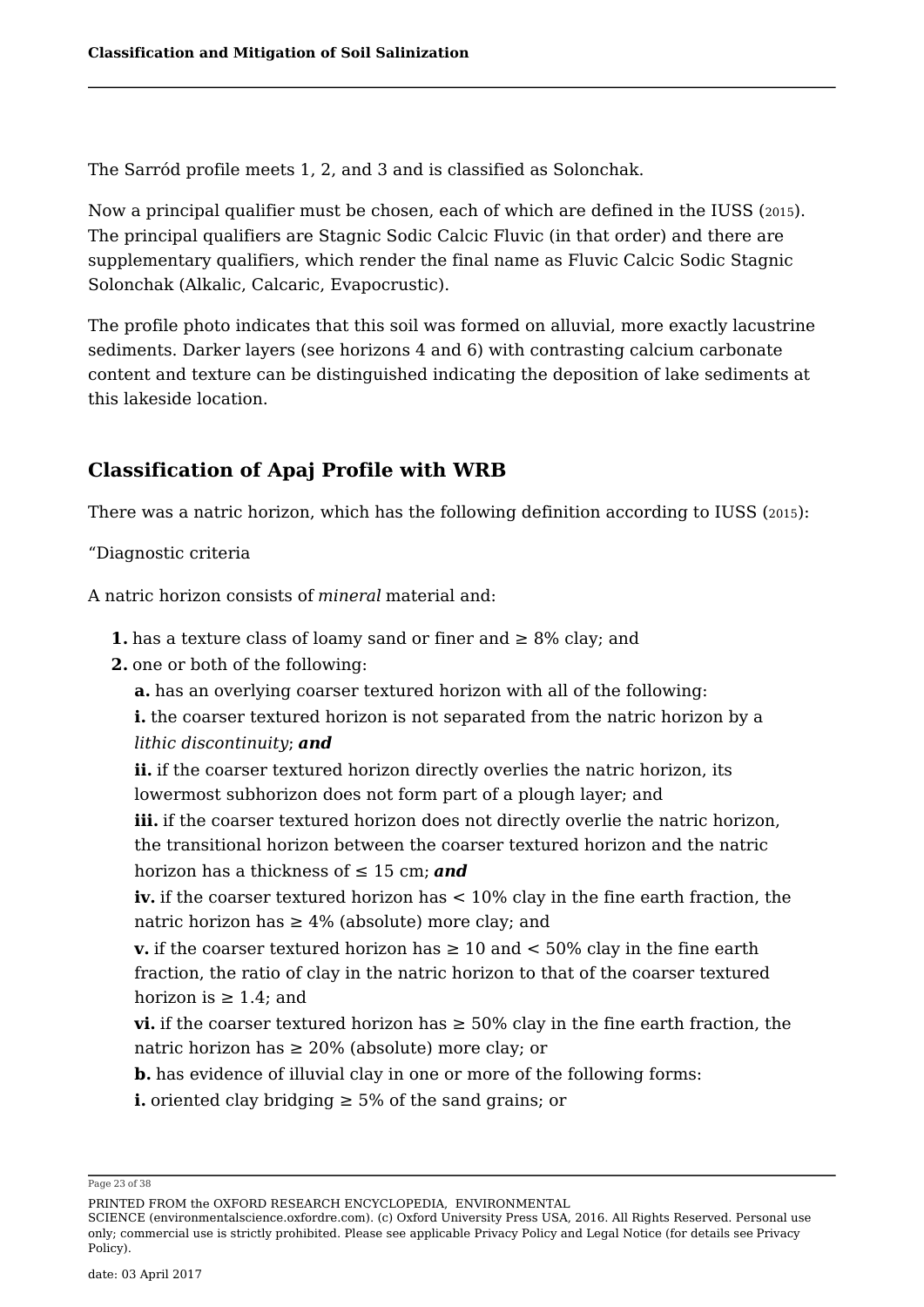The Sarród profile meets 1, 2, and 3 and is classified as Solonchak.

Now a principal qualifier must be chosen, each of which are defined in the IUSS (2015). The principal qualifiers are Stagnic Sodic Calcic Fluvic (in that order) and there are supplementary qualifiers, which render the final name as Fluvic Calcic Sodic Stagnic Solonchak (Alkalic, Calcaric, Evapocrustic).

The profile photo indicates that this soil was formed on alluvial, more exactly lacustrine sediments. Darker layers (see horizons 4 and 6) with contrasting calcium carbonate content and texture can be distinguished indicating the deposition of lake sediments at this lakeside location.

## Classification of Apaj Profile with WRB

There was a natric horizon, which has the following definition according to IUSS (2015):

"Diagnostic criteria

A natric horizon consists of *mineral* material and:

**1.** has a texture class of loamy sand or finer and ≥ 8% clay; and

**2.** one or both of the following:

**a.** has an overlying coarser textured horizon with all of the following:

**i.** the coarser textured horizon is not separated from the natric horizon by a *lithic discontinuity*; ***and***

**ii.** if the coarser textured horizon directly overlies the natric horizon, its lowermost subhorizon does not form part of a plough layer; and

**iii.** if the coarser textured horizon does not directly overlie the natric horizon, the transitional horizon between the coarser textured horizon and the natric horizon has a thickness of ≤ 15 cm; ***and***

**iv.** if the coarser textured horizon has < 10% clay in the fine earth fraction, the natric horizon has ≥ 4% (absolute) more clay; and

**v.** if the coarser textured horizon has ≥ 10 and < 50% clay in the fine earth fraction, the ratio of clay in the natric horizon to that of the coarser textured horizon is ≥ 1.4; and

**vi.** if the coarser textured horizon has ≥ 50% clay in the fine earth fraction, the natric horizon has ≥ 20% (absolute) more clay; or

**b.** has evidence of illuvial clay in one or more of the following forms:

**i.** oriented clay bridging ≥ 5% of the sand grains; or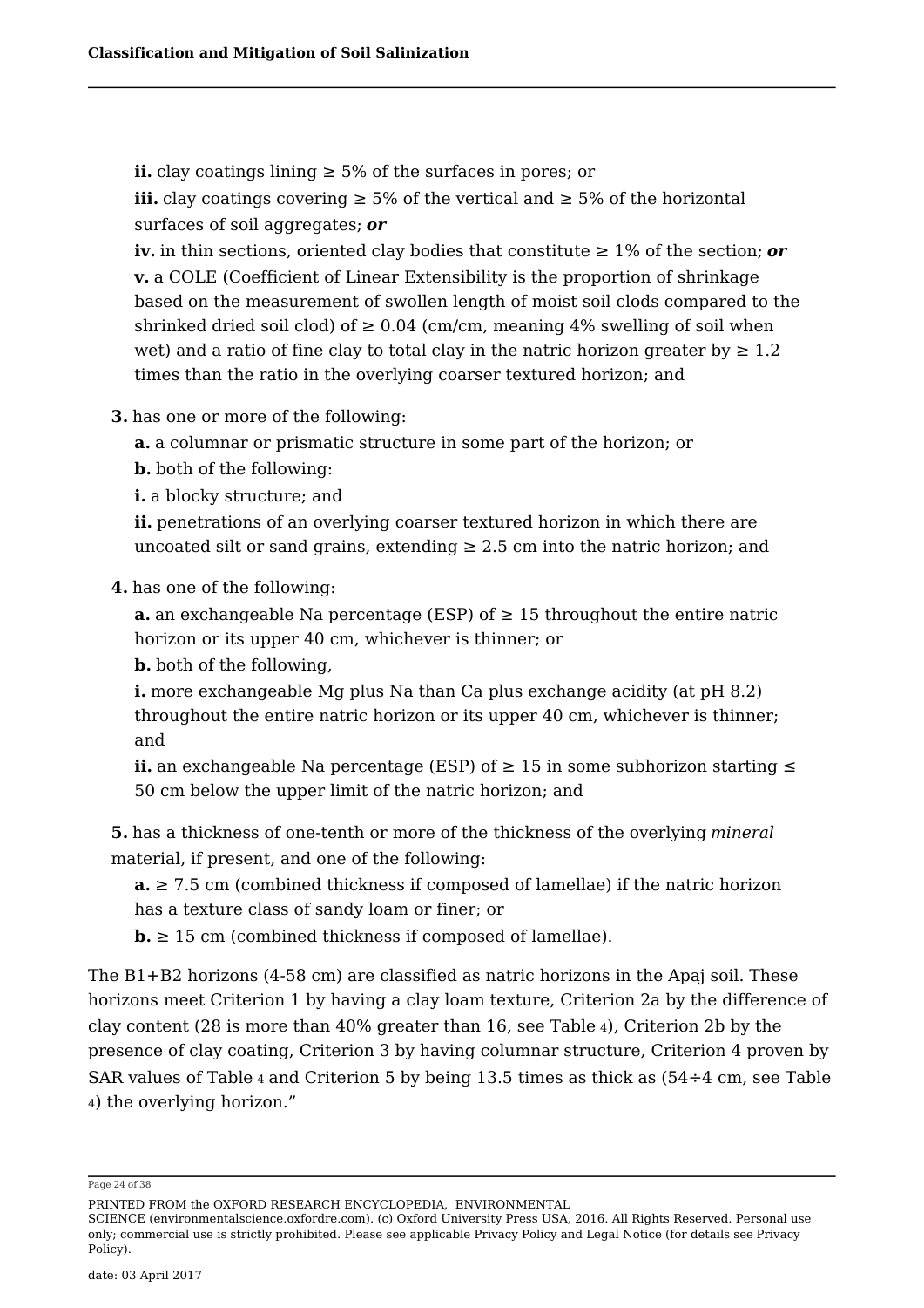**ii.** clay coatings lining ≥ 5% of the surfaces in pores; or

**iii.** clay coatings covering ≥ 5% of the vertical and ≥ 5% of the horizontal surfaces of soil aggregates; ***or***

**iv.** in thin sections, oriented clay bodies that constitute ≥ 1% of the section; ***or***

**v.** a COLE (Coefficient of Linear Extensibility is the proportion of shrinkage based on the measurement of swollen length of moist soil clods compared to the shrinked dried soil clod) of ≥ 0.04 (cm/cm, meaning 4% swelling of soil when wet) and a ratio of fine clay to total clay in the natric horizon greater by ≥ 1.2 times than the ratio in the overlying coarser textured horizon; and

**3.** has one or more of the following:

**a.** a columnar or prismatic structure in some part of the horizon; or

**b.** both of the following:

**i.** a blocky structure; and

**ii.** penetrations of an overlying coarser textured horizon in which there are uncoated silt or sand grains, extending ≥ 2.5 cm into the natric horizon; and

**4.** has one of the following:

**a.** an exchangeable Na percentage (ESP) of ≥ 15 throughout the entire natric horizon or its upper 40 cm, whichever is thinner; or

**b.** both of the following,

**i.** more exchangeable Mg plus Na than Ca plus exchange acidity (at pH 8.2) throughout the entire natric horizon or its upper 40 cm, whichever is thinner; and

**ii.** an exchangeable Na percentage (ESP) of ≥ 15 in some subhorizon starting ≤ 50 cm below the upper limit of the natric horizon; and

**5.** has a thickness of one-tenth or more of the thickness of the overlying *mineral* material, if present, and one of the following:

**a.** ≥ 7.5 cm (combined thickness if composed of lamellae) if the natric horizon has a texture class of sandy loam or finer; or

**b.** ≥ 15 cm (combined thickness if composed of lamellae).

The B1+B2 horizons (4-58 cm) are classified as natric horizons in the Apaj soil. These horizons meet Criterion 1 by having a clay loam texture, Criterion 2a by the difference of clay content (28 is more than 40% greater than 16, see Table 4), Criterion 2b by the presence of clay coating, Criterion 3 by having columnar structure, Criterion 4 proven by SAR values of Table 4 and Criterion 5 by being 13.5 times as thick as (54÷4 cm, see Table 4) the overlying horizon."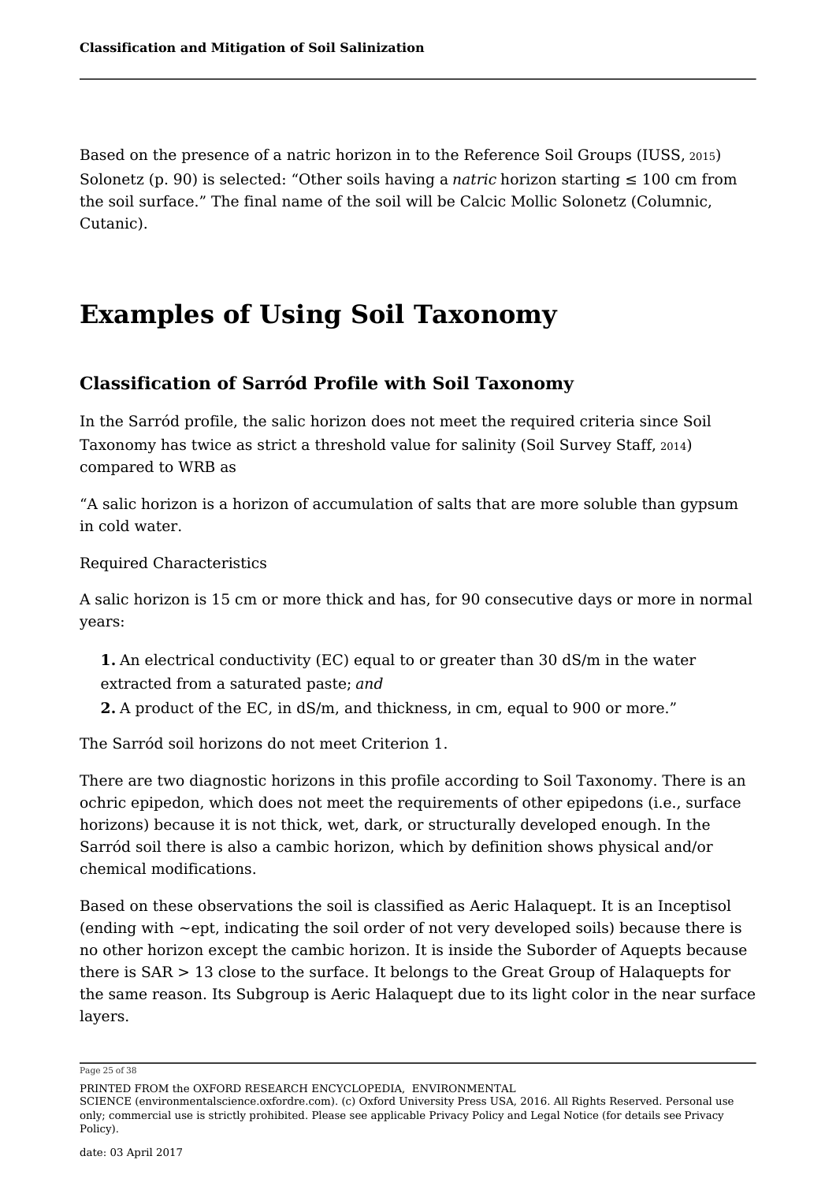Based on the presence of a natric horizon in to the Reference Soil Groups (IUSS, 2015) Solonetz (p. 90) is selected: “Other soils having a *natric* horizon starting ≤ 100 cm from the soil surface.” The final name of the soil will be Calcic Mollic Solonetz (Columnic, Cutanic).

# Examples of Using Soil Taxonomy

## Classification of Sarród Profile with Soil Taxonomy

In the Sarród profile, the salic horizon does not meet the required criteria since Soil Taxonomy has twice as strict a threshold value for salinity (Soil Survey Staff, 2014) compared to WRB as

“A salic horizon is a horizon of accumulation of salts that are more soluble than gypsum in cold water.

Required Characteristics

A salic horizon is 15 cm or more thick and has, for 90 consecutive days or more in normal years:

**1.** An electrical conductivity (EC) equal to or greater than 30 dS/m in the water extracted from a saturated paste; *and*

**2.** A product of the EC, in dS/m, and thickness, in cm, equal to 900 or more.”

The Sarród soil horizons do not meet Criterion 1.

There are two diagnostic horizons in this profile according to Soil Taxonomy. There is an ochric epipedon, which does not meet the requirements of other epipedons (i.e., surface horizons) because it is not thick, wet, dark, or structurally developed enough. In the Sarród soil there is also a cambic horizon, which by definition shows physical and/or chemical modifications.

Based on these observations the soil is classified as Aeric Halaquept. It is an Inceptisol (ending with ~ept, indicating the soil order of not very developed soils) because there is no other horizon except the cambic horizon. It is inside the Suborder of Aquepts because there is SAR > 13 close to the surface. It belongs to the Great Group of Halaquepts for the same reason. Its Subgroup is Aeric Halaquept due to its light color in the near surface layers.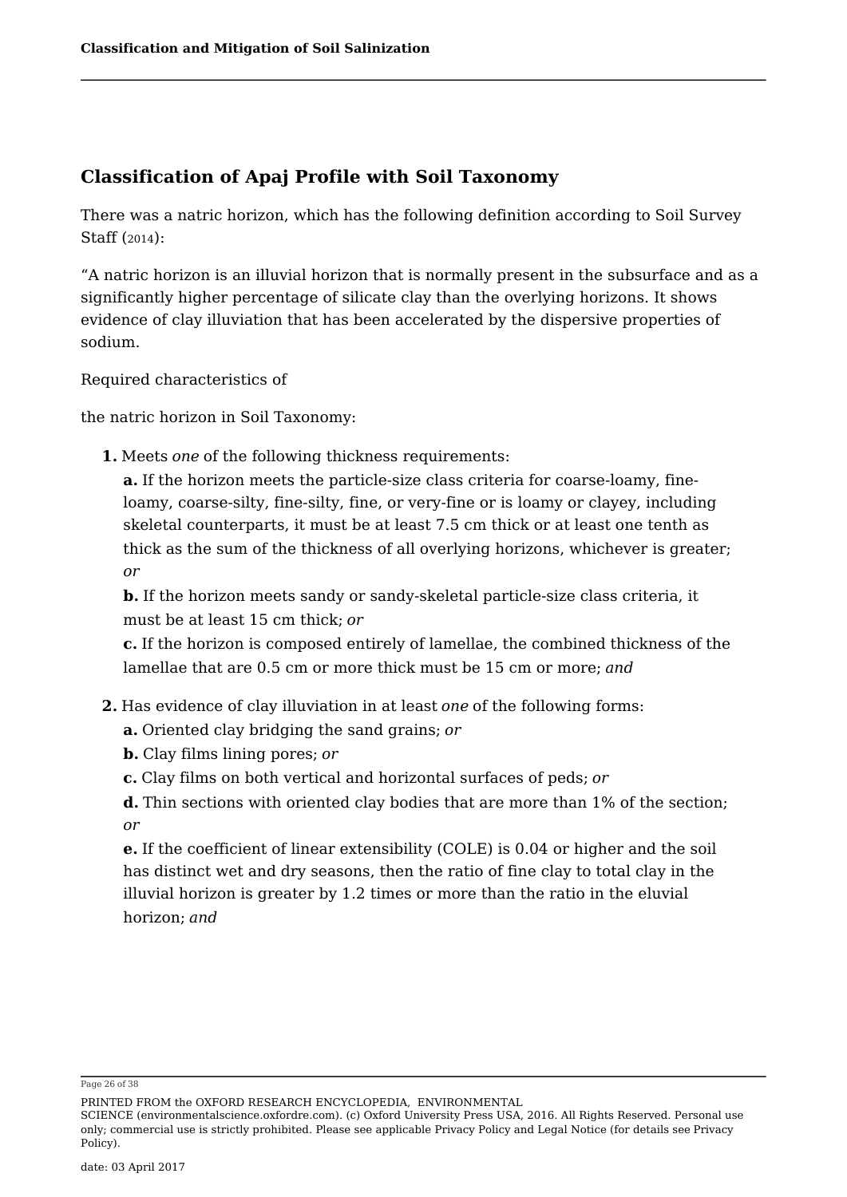## Classification of Apaj Profile with Soil Taxonomy

There was a natric horizon, which has the following definition according to Soil Survey Staff (2014):

"A natric horizon is an illuvial horizon that is normally present in the subsurface and as a significantly higher percentage of silicate clay than the overlying horizons. It shows evidence of clay illuviation that has been accelerated by the dispersive properties of sodium.

Required characteristics of

the natric horizon in Soil Taxonomy:

**1.** Meets *one* of the following thickness requirements:

**a.** If the horizon meets the particle-size class criteria for coarse-loamy, fine-loamy, coarse-silty, fine-silty, fine, or very-fine or is loamy or clayey, including skeletal counterparts, it must be at least 7.5 cm thick or at least one tenth as thick as the sum of the thickness of all overlying horizons, whichever is greater; *or*

**b.** If the horizon meets sandy or sandy-skeletal particle-size class criteria, it must be at least 15 cm thick; *or*

**c.** If the horizon is composed entirely of lamellae, the combined thickness of the lamellae that are 0.5 cm or more thick must be 15 cm or more; *and*

**2.** Has evidence of clay illuviation in at least *one* of the following forms:

**a.** Oriented clay bridging the sand grains; *or*

**b.** Clay films lining pores; *or*

**c.** Clay films on both vertical and horizontal surfaces of peds; *or*

**d.** Thin sections with oriented clay bodies that are more than 1% of the section; *or*

**e.** If the coefficient of linear extensibility (COLE) is 0.04 or higher and the soil has distinct wet and dry seasons, then the ratio of fine clay to total clay in the illuvial horizon is greater by 1.2 times or more than the ratio in the eluvial horizon; *and*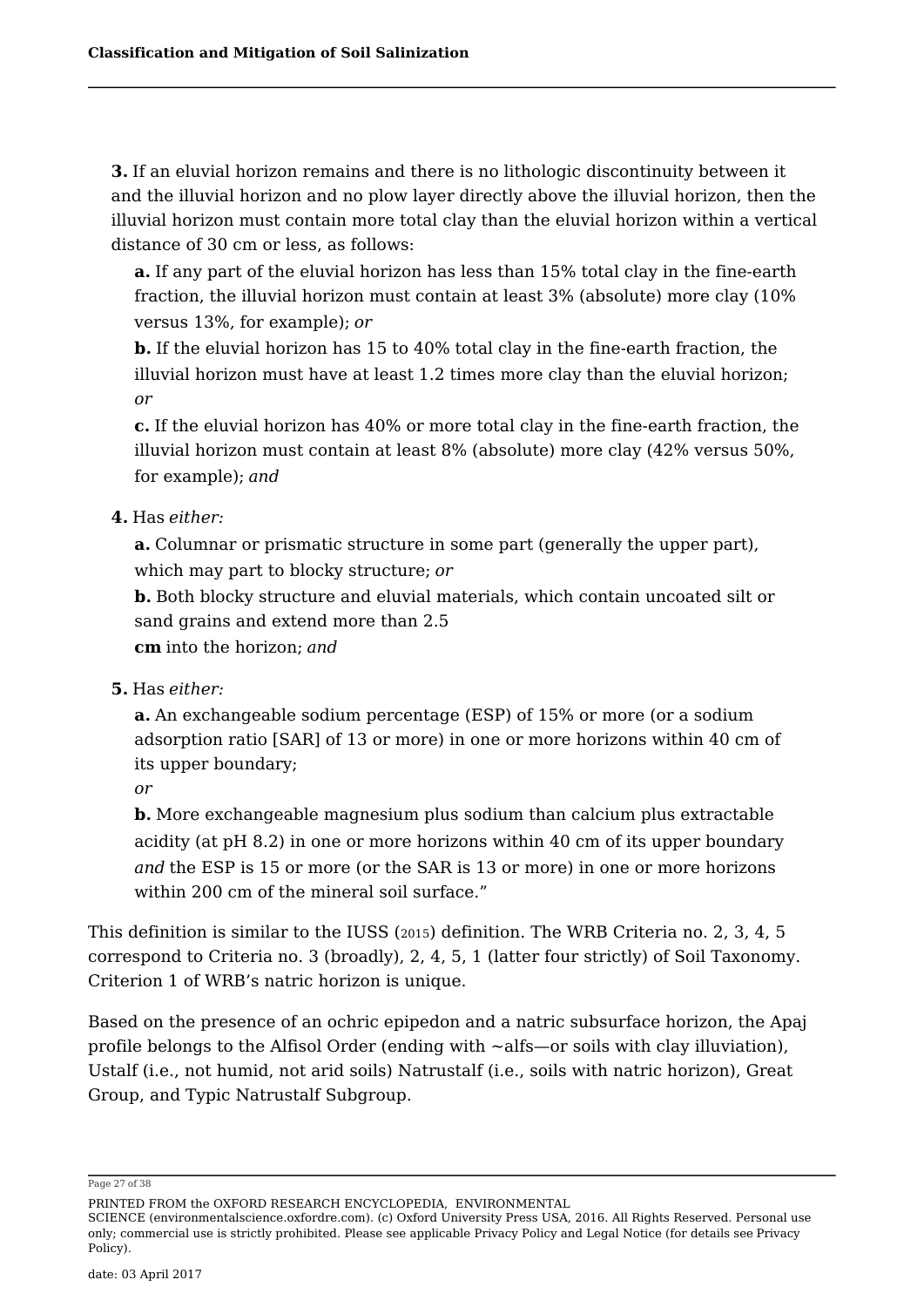**3.** If an eluvial horizon remains and there is no lithologic discontinuity between it and the illuvial horizon and no plow layer directly above the illuvial horizon, then the illuvial horizon must contain more total clay than the eluvial horizon within a vertical distance of 30 cm or less, as follows:

**a.** If any part of the eluvial horizon has less than 15% total clay in the fine-earth fraction, the illuvial horizon must contain at least 3% (absolute) more clay (10% versus 13%, for example); *or*

**b.** If the eluvial horizon has 15 to 40% total clay in the fine-earth fraction, the illuvial horizon must have at least 1.2 times more clay than the eluvial horizon; *or*

**c.** If the eluvial horizon has 40% or more total clay in the fine-earth fraction, the illuvial horizon must contain at least 8% (absolute) more clay (42% versus 50%, for example); *and*

**4.** Has *either:*

**a.** Columnar or prismatic structure in some part (generally the upper part), which may part to blocky structure; *or*

**b.** Both blocky structure and eluvial materials, which contain uncoated silt or sand grains and extend more than 2.5 **cm** into the horizon; *and*

**5.** Has *either:*

**a.** An exchangeable sodium percentage (ESP) of 15% or more (or a sodium adsorption ratio [SAR] of 13 or more) in one or more horizons within 40 cm of its upper boundary;

*or*

**b.** More exchangeable magnesium plus sodium than calcium plus extractable acidity (at pH 8.2) in one or more horizons within 40 cm of its upper boundary *and* the ESP is 15 or more (or the SAR is 13 or more) in one or more horizons within 200 cm of the mineral soil surface."

This definition is similar to the IUSS (2015) definition. The WRB Criteria no. 2, 3, 4, 5 correspond to Criteria no. 3 (broadly), 2, 4, 5, 1 (latter four strictly) of Soil Taxonomy. Criterion 1 of WRB's natric horizon is unique.

Based on the presence of an ochric epipedon and a natric subsurface horizon, the Apaj profile belongs to the Alfisol Order (ending with ~alfs—or soils with clay illuviation), Ustalf (i.e., not humid, not arid soils) Natrustalf (i.e., soils with natric horizon), Great Group, and Typic Natrustalf Subgroup.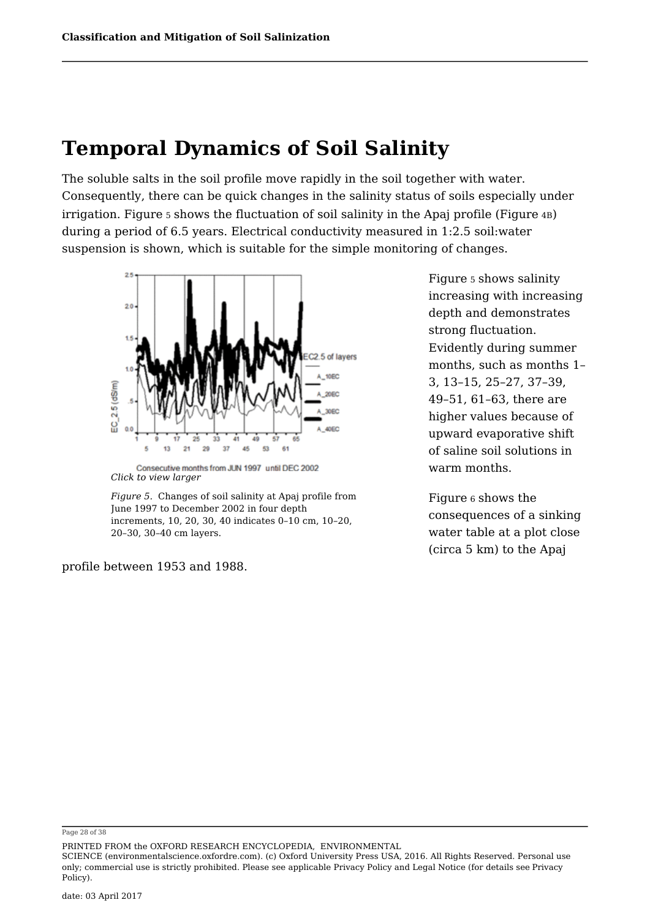# Temporal Dynamics of Soil Salinity

The soluble salts in the soil profile move rapidly in the soil together with water. Consequently, there can be quick changes in the salinity status of soils especially under irrigation. Figure 5 shows the fluctuation of soil salinity in the Apaj profile (Figure 4B) during a period of 6.5 years. Electrical conductivity measured in 1:2.5 soil:water suspension is shown, which is suitable for the simple monitoring of changes.

*Click to view larger*

*Figure 5.* Changes of soil salinity at Apaj profile from June 1997 to December 2002 in four depth increments, 10, 20, 30, 40 indicates 0–10 cm, 10–20, 20–30, 30–40 cm layers.

Figure 5 shows salinity increasing with increasing depth and demonstrates strong fluctuation. Evidently during summer months, such as months 1–3, 13–15, 25–27, 37–39, 49–51, 61–63, there are higher values because of upward evaporative shift of saline soil solutions in warm months.

Figure 6 shows the consequences of a sinking water table at a plot close (circa 5 km) to the Apaj profile between 1953 and 1988.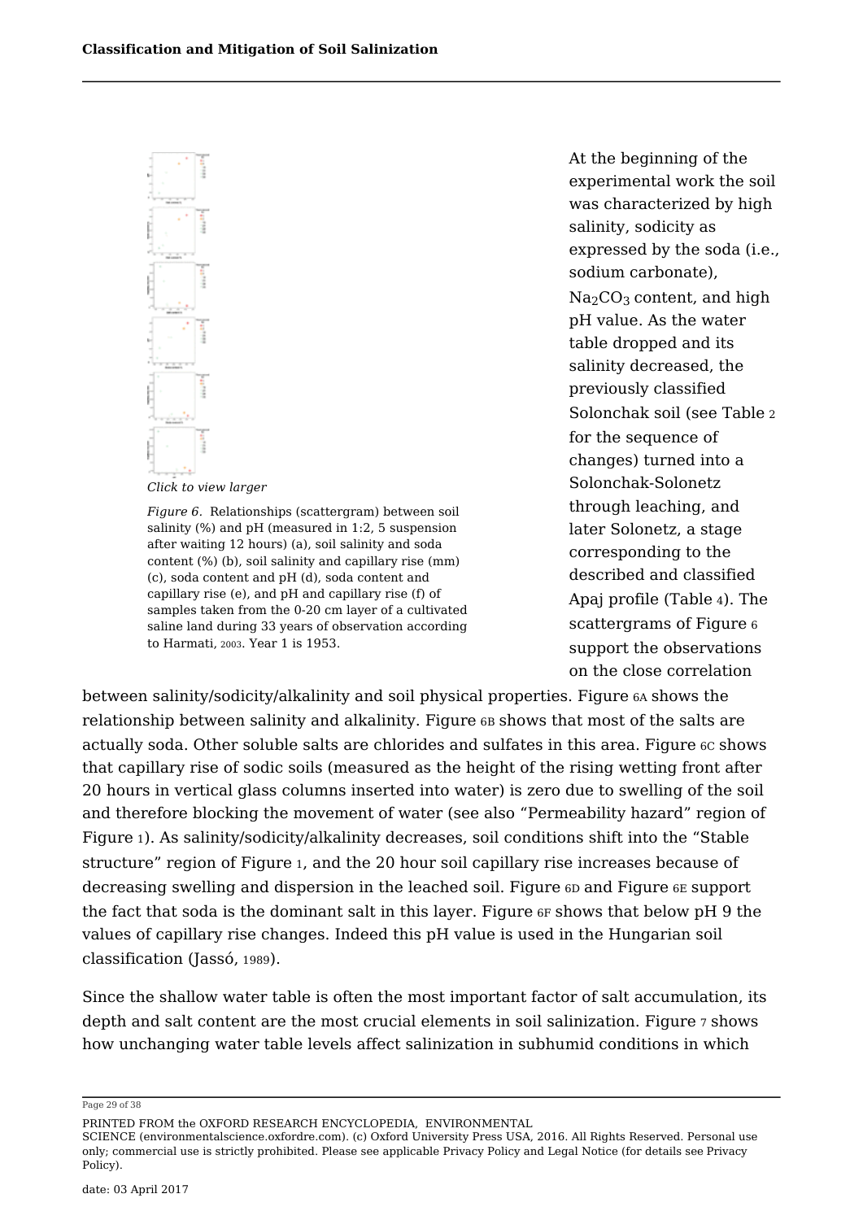Click to view larger

*Figure 6.* Relationships (scattergram) between soil salinity (%) and pH (measured in 1:2, 5 suspension after waiting 12 hours) (a), soil salinity and soda content (%) (b), soil salinity and capillary rise (mm) (c), soda content and pH (d), soda content and capillary rise (e), and pH and capillary rise (f) of samples taken from the 0-20 cm layer of a cultivated saline land during 33 years of observation according to Harmati, 2003. Year 1 is 1953.

At the beginning of the experimental work the soil was characterized by high salinity, sodicity as expressed by the soda (i.e., sodium carbonate), $Na_2CO_3$ content, and high pH value. As the water table dropped and its salinity decreased, the previously classified Solonchak soil (see Table 2 for the sequence of changes) turned into a Solonchak-Solonetz through leaching, and later Solonetz, a stage corresponding to the described and classified Apaj profile (Table 4). The scattergrams of Figure 6 support the observations on the close correlation between salinity/sodicity/alkalinity and soil physical properties. Figure 6A shows the relationship between salinity and alkalinity. Figure 6B shows that most of the salts are actually soda. Other soluble salts are chlorides and sulfates in this area. Figure 6C shows that capillary rise of sodic soils (measured as the height of the rising wetting front after 20 hours in vertical glass columns inserted into water) is zero due to swelling of the soil and therefore blocking the movement of water (see also "Permeability hazard" region of Figure 1). As salinity/sodicity/alkalinity decreases, soil conditions shift into the "Stable structure" region of Figure 1, and the 20 hour soil capillary rise increases because of decreasing swelling and dispersion in the leached soil. Figure 6D and Figure 6E support the fact that soda is the dominant salt in this layer. Figure 6F shows that below pH 9 the values of capillary rise changes. Indeed this pH value is used in the Hungarian soil classification (Jassó, 1989).

Since the shallow water table is often the most important factor of salt accumulation, its depth and salt content are the most crucial elements in soil salinization. Figure 7 shows how unchanging water table levels affect salinization in subhumid conditions in which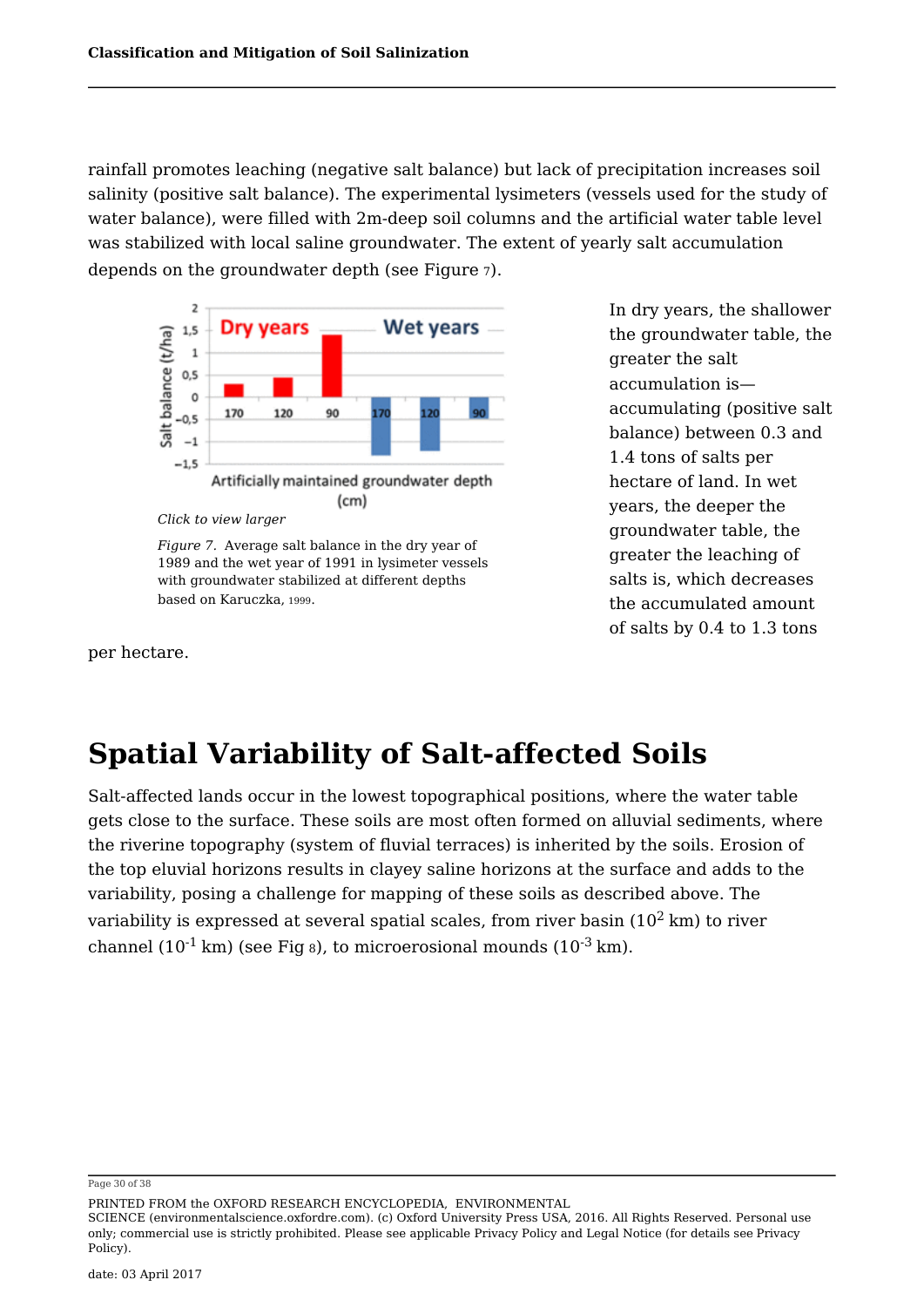rainfall promotes leaching (negative salt balance) but lack of precipitation increases soil salinity (positive salt balance). The experimental lysimeters (vessels used for the study of water balance), were filled with 2m-deep soil columns and the artificial water table level was stabilized with local saline groundwater. The extent of yearly salt accumulation depends on the groundwater depth (see Figure 7).

*Click to view larger*

*Figure 7.* Average salt balance in the dry year of 1989 and the wet year of 1991 in lysimeter vessels with groundwater stabilized at different depths based on Karuczka, 1999.

In dry years, the shallower the groundwater table, the greater the salt accumulation is—accumulating (positive salt balance) between 0.3 and 1.4 tons of salts per hectare of land. In wet years, the deeper the groundwater table, the greater the leaching of salts is, which decreases the accumulated amount of salts by 0.4 to 1.3 tons per hectare.

# Spatial Variability of Salt-affected Soils

Salt-affected lands occur in the lowest topographical positions, where the water table gets close to the surface. These soils are most often formed on alluvial sediments, where the riverine topography (system of fluvial terraces) is inherited by the soils. Erosion of the top eluvial horizons results in clayey saline horizons at the surface and adds to the variability, posing a challenge for mapping of these soils as described above. The variability is expressed at several spatial scales, from river basin ($10^2$ km) to river channel ($10^{-1}$ km) (see Fig 8), to microerosional mounds ($10^{-3}$ km).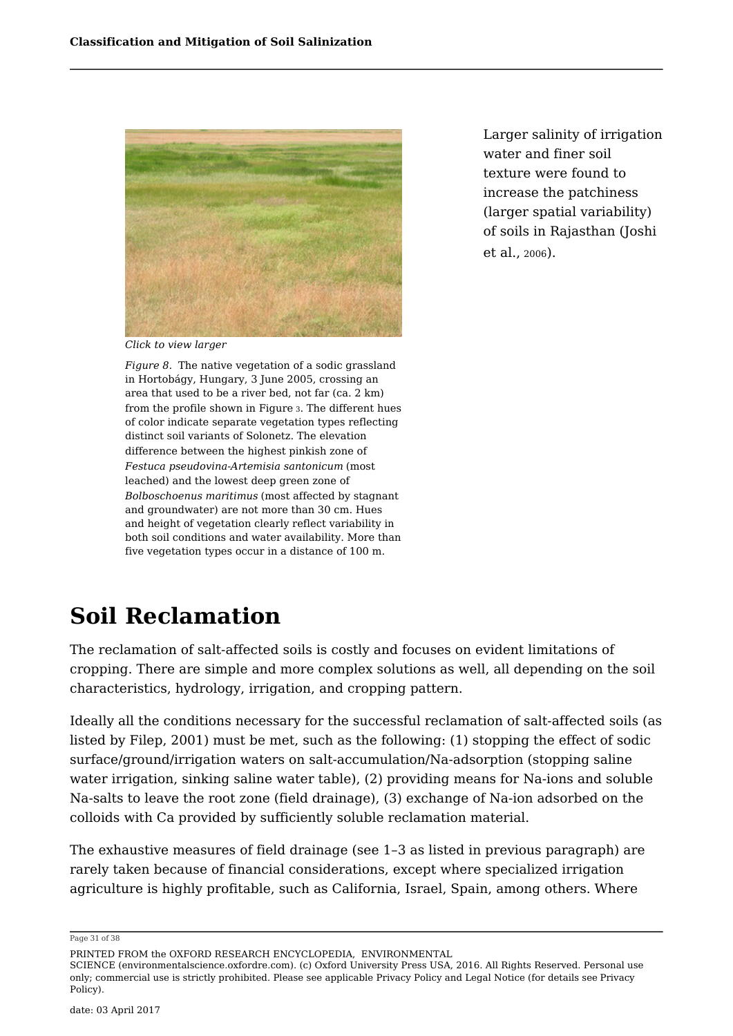Click to view larger

*Figure 8.* The native vegetation of a sodic grassland in Hortobágy, Hungary, 3 June 2005, crossing an area that used to be a river bed, not far (ca. 2 km) from the profile shown in Figure 3. The different hues of color indicate separate vegetation types reflecting distinct soil variants of Solonetz. The elevation difference between the highest pinkish zone of *Festuca pseudovina-Artemisia santonicum* (most leached) and the lowest deep green zone of *Bolboschoenus maritimus* (most affected by stagnant and groundwater) are not more than 30 cm. Hues and height of vegetation clearly reflect variability in both soil conditions and water availability. More than five vegetation types occur in a distance of 100 m.

Larger salinity of irrigation water and finer soil texture were found to increase the patchiness (larger spatial variability) of soils in Rajasthan (Joshi et al., 2006).

# Soil Reclamation

The reclamation of salt-affected soils is costly and focuses on evident limitations of cropping. There are simple and more complex solutions as well, all depending on the soil characteristics, hydrology, irrigation, and cropping pattern.

Ideally all the conditions necessary for the successful reclamation of salt-affected soils (as listed by Filep, 2001) must be met, such as the following: (1) stopping the effect of sodic surface/ground/irrigation waters on salt-accumulation/Na-adsorption (stopping saline water irrigation, sinking saline water table), (2) providing means for Na-ions and soluble Na-salts to leave the root zone (field drainage), (3) exchange of Na-ion adsorbed on the colloids with Ca provided by sufficiently soluble reclamation material.

The exhaustive measures of field drainage (see 1–3 as listed in previous paragraph) are rarely taken because of financial considerations, except where specialized irrigation agriculture is highly profitable, such as California, Israel, Spain, among others. Where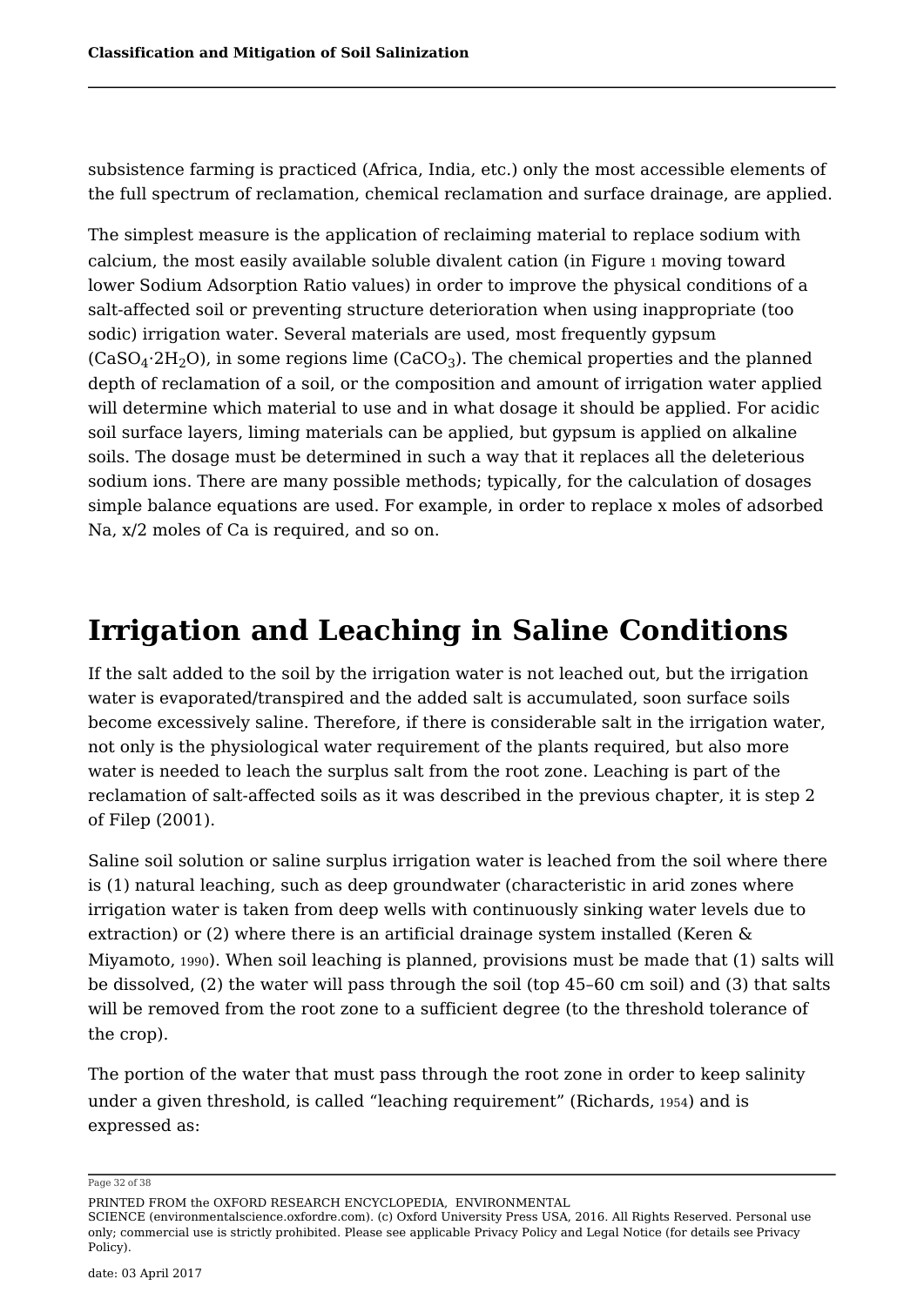subsistence farming is practiced (Africa, India, etc.) only the most accessible elements of the full spectrum of reclamation, chemical reclamation and surface drainage, are applied.

The simplest measure is the application of reclaiming material to replace sodium with calcium, the most easily available soluble divalent cation (in Figure 1 moving toward lower Sodium Adsorption Ratio values) in order to improve the physical conditions of a salt-affected soil or preventing structure deterioration when using inappropriate (too sodic) irrigation water. Several materials are used, most frequently gypsum ($CaSO_4 \cdot 2H_2O$), in some regions lime ($CaCO_3$). The chemical properties and the planned depth of reclamation of a soil, or the composition and amount of irrigation water applied will determine which material to use and in what dosage it should be applied. For acidic soil surface layers, liming materials can be applied, but gypsum is applied on alkaline soils. The dosage must be determined in such a way that it replaces all the deleterious sodium ions. There are many possible methods; typically, for the calculation of dosages simple balance equations are used. For example, in order to replace x moles of adsorbed Na, x/2 moles of Ca is required, and so on.

# Irrigation and Leaching in Saline Conditions

If the salt added to the soil by the irrigation water is not leached out, but the irrigation water is evaporated/transpired and the added salt is accumulated, soon surface soils become excessively saline. Therefore, if there is considerable salt in the irrigation water, not only is the physiological water requirement of the plants required, but also more water is needed to leach the surplus salt from the root zone. Leaching is part of the reclamation of salt-affected soils as it was described in the previous chapter, it is step 2 of Filep (2001).

Saline soil solution or saline surplus irrigation water is leached from the soil where there is (1) natural leaching, such as deep groundwater (characteristic in arid zones where irrigation water is taken from deep wells with continuously sinking water levels due to extraction) or (2) where there is an artificial drainage system installed (Keren & Miyamoto, 1990). When soil leaching is planned, provisions must be made that (1) salts will be dissolved, (2) the water will pass through the soil (top 45–60 cm soil) and (3) that salts will be removed from the root zone to a sufficient degree (to the threshold tolerance of the crop).

The portion of the water that must pass through the root zone in order to keep salinity under a given threshold, is called "leaching requirement" (Richards, 1954) and is expressed as: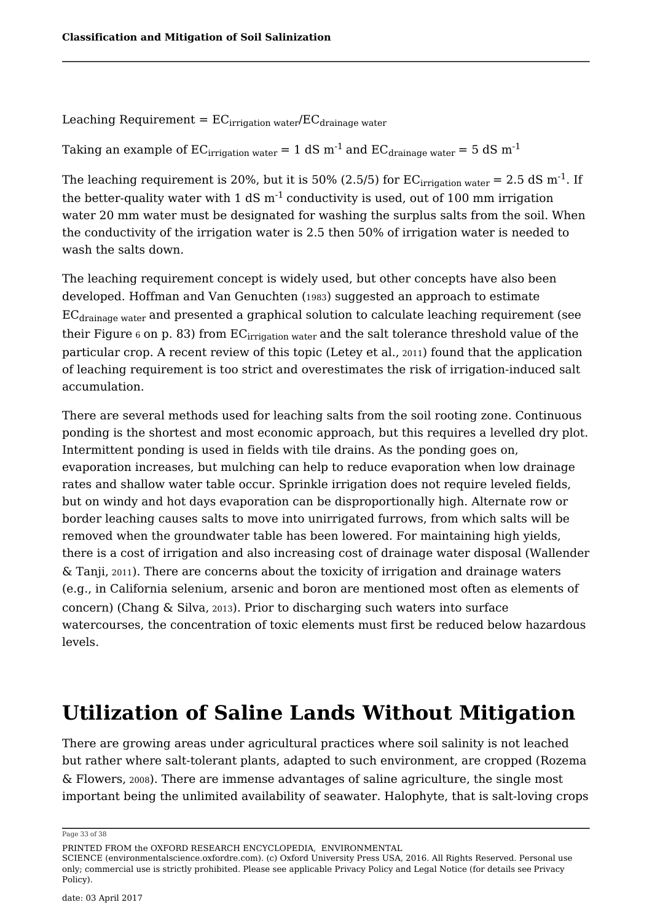Leaching Requirement = $EC_{irrigation\ water}/EC_{drainage\ water}$

Taking an example of $EC_{irrigation\ water}$ = 1 dS $m^{-1}$ and $EC_{drainage\ water}$ = 5 dS $m^{-1}$

The leaching requirement is 20%, but it is 50% (2.5/5) for $EC_{irrigation\ water}$ = 2.5 dS $m^{-1}$. If the better-quality water with 1 dS $m^{-1}$ conductivity is used, out of 100 mm irrigation water 20 mm water must be designated for washing the surplus salts from the soil. When the conductivity of the irrigation water is 2.5 then 50% of irrigation water is needed to wash the salts down.

The leaching requirement concept is widely used, but other concepts have also been developed. Hoffman and Van Genuchten (1983) suggested an approach to estimate $EC_{drainage\ water}$ and presented a graphical solution to calculate leaching requirement (see their Figure 6 on p. 83) from $EC_{irrigation\ water}$ and the salt tolerance threshold value of the particular crop. A recent review of this topic (Letey et al., 2011) found that the application of leaching requirement is too strict and overestimates the risk of irrigation-induced salt accumulation.

There are several methods used for leaching salts from the soil rooting zone. Continuous ponding is the shortest and most economic approach, but this requires a levelled dry plot. Intermittent ponding is used in fields with tile drains. As the ponding goes on, evaporation increases, but mulching can help to reduce evaporation when low drainage rates and shallow water table occur. Sprinkle irrigation does not require leveled fields, but on windy and hot days evaporation can be disproportionally high. Alternate row or border leaching causes salts to move into unirrigated furrows, from which salts will be removed when the groundwater table has been lowered. For maintaining high yields, there is a cost of irrigation and also increasing cost of drainage water disposal (Wallender & Tanji, 2011). There are concerns about the toxicity of irrigation and drainage waters (e.g., in California selenium, arsenic and boron are mentioned most often as elements of concern) (Chang & Silva, 2013). Prior to discharging such waters into surface watercourses, the concentration of toxic elements must first be reduced below hazardous levels.

# Utilization of Saline Lands Without Mitigation

There are growing areas under agricultural practices where soil salinity is not leached but rather where salt-tolerant plants, adapted to such environment, are cropped (Rozema & Flowers, 2008). There are immense advantages of saline agriculture, the single most important being the unlimited availability of seawater. Halophyte, that is salt-loving crops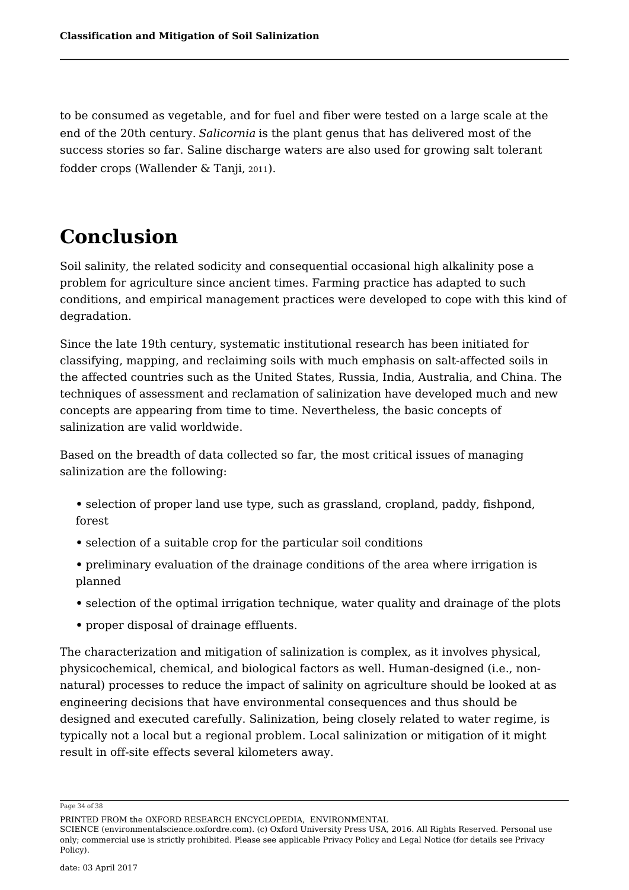to be consumed as vegetable, and for fuel and fiber were tested on a large scale at the end of the 20th century. *Salicornia* is the plant genus that has delivered most of the success stories so far. Saline discharge waters are also used for growing salt tolerant fodder crops (Wallender & Tanji, 2011).

# Conclusion

Soil salinity, the related sodicity and consequential occasional high alkalinity pose a problem for agriculture since ancient times. Farming practice has adapted to such conditions, and empirical management practices were developed to cope with this kind of degradation.

Since the late 19th century, systematic institutional research has been initiated for classifying, mapping, and reclaiming soils with much emphasis on salt-affected soils in the affected countries such as the United States, Russia, India, Australia, and China. The techniques of assessment and reclamation of salinization have developed much and new concepts are appearing from time to time. Nevertheless, the basic concepts of salinization are valid worldwide.

Based on the breadth of data collected so far, the most critical issues of managing salinization are the following:

- selection of proper land use type, such as grassland, cropland, paddy, fishpond, forest
- selection of a suitable crop for the particular soil conditions
- preliminary evaluation of the drainage conditions of the area where irrigation is planned
- selection of the optimal irrigation technique, water quality and drainage of the plots
- proper disposal of drainage effluents.

The characterization and mitigation of salinization is complex, as it involves physical, physicochemical, chemical, and biological factors as well. Human-designed (i.e., non-natural) processes to reduce the impact of salinity on agriculture should be looked at as engineering decisions that have environmental consequences and thus should be designed and executed carefully. Salinization, being closely related to water regime, is typically not a local but a regional problem. Local salinization or mitigation of it might result in off-site effects several kilometers away.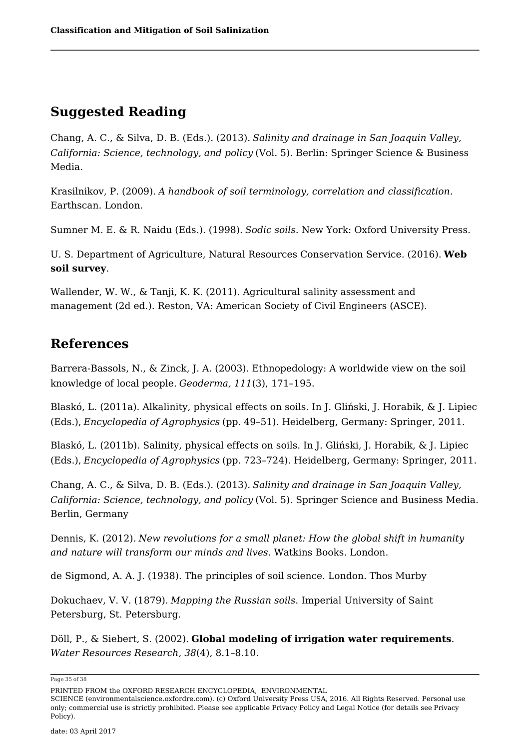## Suggested Reading

Chang, A. C., & Silva, D. B. (Eds.). (2013). *Salinity and drainage in San Joaquin Valley, California: Science, technology, and policy* (Vol. 5). Berlin: Springer Science & Business Media.

Krasilnikov, P. (2009). *A handbook of soil terminology, correlation and classification*. Earthscan. London.

Sumner M. E. & R. Naidu (Eds.). (1998). *Sodic soils*. New York: Oxford University Press.

U. S. Department of Agriculture, Natural Resources Conservation Service. (2016). **Web soil survey**.

Wallender, W. W., & Tanji, K. K. (2011). Agricultural salinity assessment and management (2d ed.). Reston, VA: American Society of Civil Engineers (ASCE).

## References

Barrera-Bassols, N., & Zinck, J. A. (2003). Ethnopedology: A worldwide view on the soil knowledge of local people. *Geoderma, 111*(3), 171–195.

Blaskó, L. (2011a). Alkalinity, physical effects on soils. In J. Gliński, J. Horabik, & J. Lipiec (Eds.), *Encyclopedia of Agrophysics* (pp. 49–51). Heidelberg, Germany: Springer, 2011.

Blaskó, L. (2011b). Salinity, physical effects on soils. In J. Gliński, J. Horabik, & J. Lipiec (Eds.), *Encyclopedia of Agrophysics* (pp. 723–724). Heidelberg, Germany: Springer, 2011.

Chang, A. C., & Silva, D. B. (Eds.). (2013). *Salinity and drainage in San Joaquin Valley, California: Science, technology, and policy* (Vol. 5). Springer Science and Business Media. Berlin, Germany

Dennis, K. (2012). *New revolutions for a small planet: How the global shift in humanity and nature will transform our minds and lives*. Watkins Books. London.

de Sigmond, A. A. J. (1938). The principles of soil science. London. Thos Murby

Dokuchaev, V. V. (1879). *Mapping the Russian soils*. Imperial University of Saint Petersburg, St. Petersburg.

Döll, P., & Siebert, S. (2002). **Global modeling of irrigation water requirements**. *Water Resources Research, 38*(4), 8.1–8.10.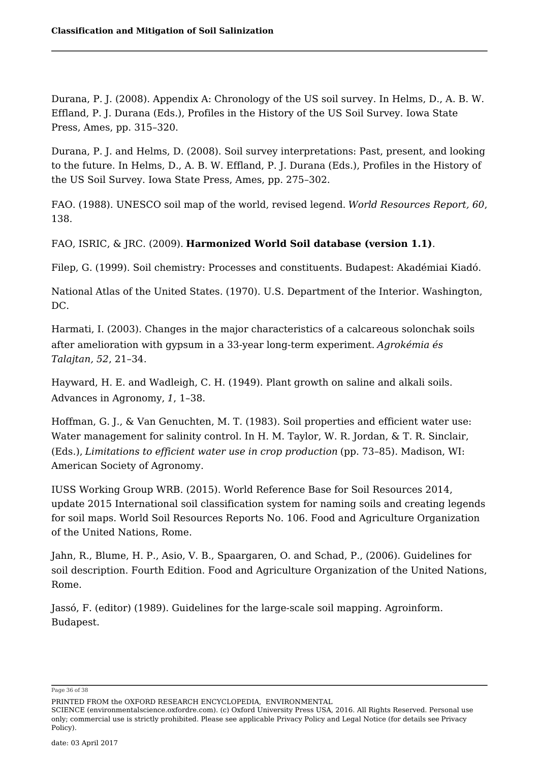Durana, P. J. (2008). Appendix A: Chronology of the US soil survey. In Helms, D., A. B. W. Effland, P. J. Durana (Eds.), Profiles in the History of the US Soil Survey. Iowa State Press, Ames, pp. 315–320.

Durana, P. J. and Helms, D. (2008). Soil survey interpretations: Past, present, and looking to the future. In Helms, D., A. B. W. Effland, P. J. Durana (Eds.), Profiles in the History of the US Soil Survey. Iowa State Press, Ames, pp. 275–302.

FAO. (1988). UNESCO soil map of the world, revised legend. *World Resources Report, 60*, 138.

FAO, ISRIC, & JRC. (2009). **Harmonized World Soil database (version 1.1)**.

Filep, G. (1999). Soil chemistry: Processes and constituents. Budapest: Akadémiai Kiadó.

National Atlas of the United States. (1970). U.S. Department of the Interior. Washington, DC.

Harmati, I. (2003). Changes in the major characteristics of a calcareous solonchak soils after amelioration with gypsum in a 33-year long-term experiment. *Agrokémia és Talajtan, 52*, 21–34.

Hayward, H. E. and Wadleigh, C. H. (1949). Plant growth on saline and alkali soils. Advances in Agronomy, *1*, 1–38.

Hoffman, G. J., & Van Genuchten, M. T. (1983). Soil properties and efficient water use: Water management for salinity control. In H. M. Taylor, W. R. Jordan, & T. R. Sinclair, (Eds.), *Limitations to efficient water use in crop production* (pp. 73–85). Madison, WI: American Society of Agronomy.

IUSS Working Group WRB. (2015). World Reference Base for Soil Resources 2014, update 2015 International soil classification system for naming soils and creating legends for soil maps. World Soil Resources Reports No. 106. Food and Agriculture Organization of the United Nations, Rome.

Jahn, R., Blume, H. P., Asio, V. B., Spaargaren, O. and Schad, P., (2006). Guidelines for soil description. Fourth Edition. Food and Agriculture Organization of the United Nations, Rome.

Jassó, F. (editor) (1989). Guidelines for the large-scale soil mapping. Agroinform. Budapest.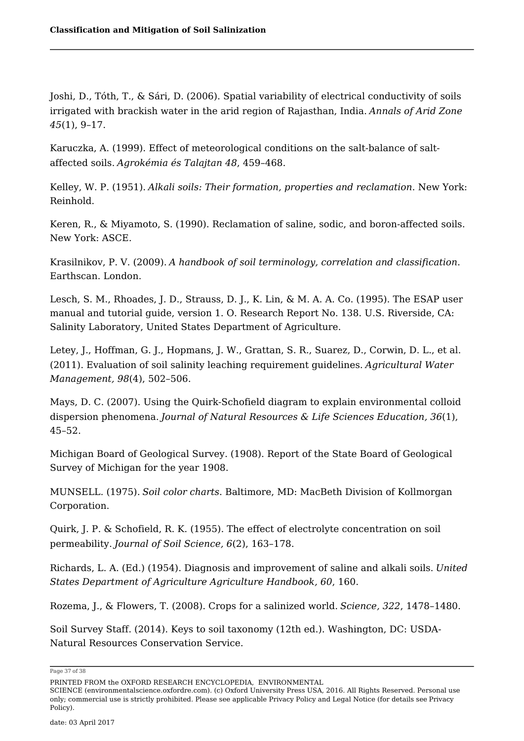Joshi, D., Tóth, T., & Sári, D. (2006). Spatial variability of electrical conductivity of soils irrigated with brackish water in the arid region of Rajasthan, India. *Annals of Arid Zone 45*(1), 9–17.

Karuczka, A. (1999). Effect of meteorological conditions on the salt-balance of salt-affected soils. *Agrokémia és Talajtan 48*, 459–468.

Kelley, W. P. (1951). *Alkali soils: Their formation, properties and reclamation*. New York: Reinhold.

Keren, R., & Miyamoto, S. (1990). Reclamation of saline, sodic, and boron-affected soils. New York: ASCE.

Krasilnikov, P. V. (2009). *A handbook of soil terminology, correlation and classification*. Earthscan. London.

Lesch, S. M., Rhoades, J. D., Strauss, D. J., K. Lin, & M. A. A. Co. (1995). The ESAP user manual and tutorial guide, version 1. O. Research Report No. 138. U.S. Riverside, CA: Salinity Laboratory, United States Department of Agriculture.

Letey, J., Hoffman, G. J., Hopmans, J. W., Grattan, S. R., Suarez, D., Corwin, D. L., et al. (2011). Evaluation of soil salinity leaching requirement guidelines. *Agricultural Water Management, 98*(4), 502–506.

Mays, D. C. (2007). Using the Quirk-Schofield diagram to explain environmental colloid dispersion phenomena. *Journal of Natural Resources & Life Sciences Education, 36*(1), 45–52.

Michigan Board of Geological Survey. (1908). Report of the State Board of Geological Survey of Michigan for the year 1908.

MUNSELL. (1975). *Soil color charts.* Baltimore, MD: MacBeth Division of Kollmorgan Corporation.

Quirk, J. P. & Schofield, R. K. (1955). The effect of electrolyte concentration on soil permeability. *Journal of Soil Science, 6*(2), 163–178.

Richards, L. A. (Ed.) (1954). Diagnosis and improvement of saline and alkali soils. *United States Department of Agriculture Agriculture Handbook, 60*, 160.

Rozema, J., & Flowers, T. (2008). Crops for a salinized world. *Science, 322*, 1478–1480.

Soil Survey Staff. (2014). Keys to soil taxonomy (12th ed.). Washington, DC: USDA-Natural Resources Conservation Service.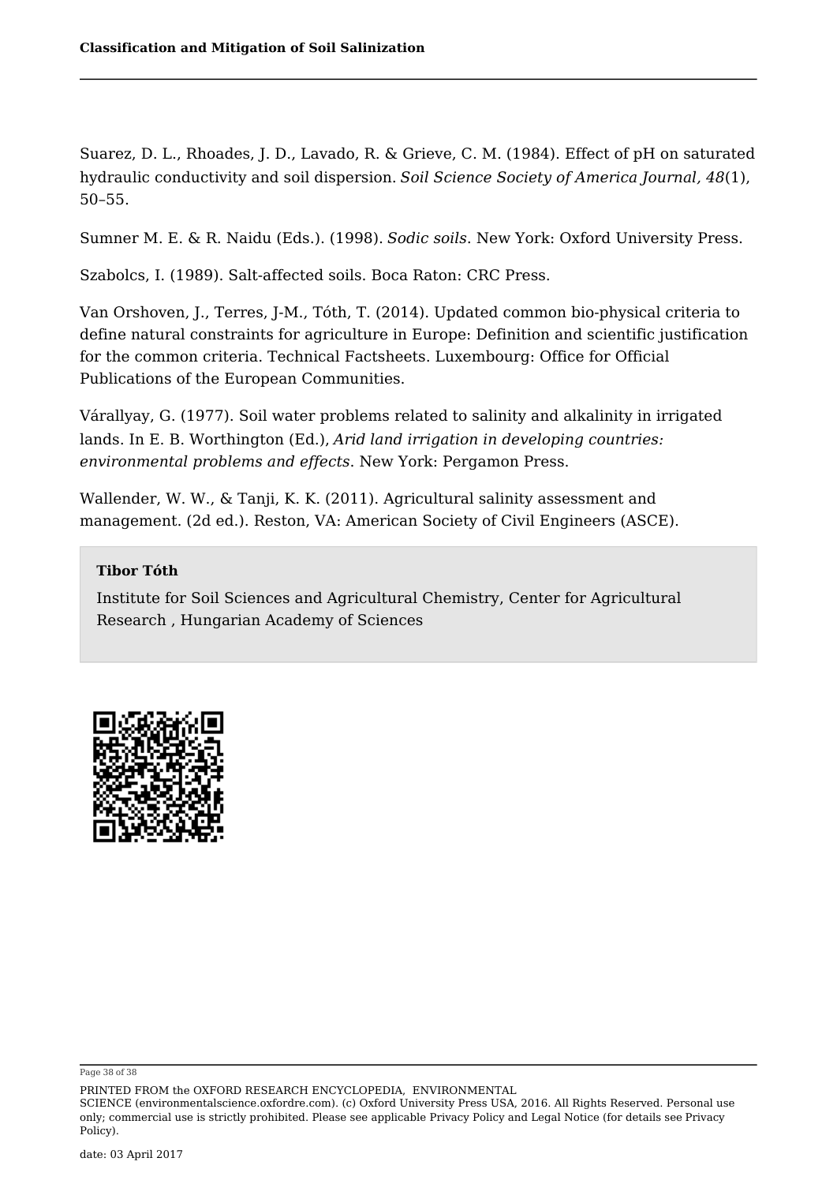Suarez, D. L., Rhoades, J. D., Lavado, R. & Grieve, C. M. (1984). Effect of pH on saturated hydraulic conductivity and soil dispersion. *Soil Science Society of America Journal, 48*(1), 50–55.

Sumner M. E. & R. Naidu (Eds.). (1998). *Sodic soils*. New York: Oxford University Press.

Szabolcs, I. (1989). Salt-affected soils. Boca Raton: CRC Press.

Van Orshoven, J., Terres, J-M., Tóth, T. (2014). Updated common bio-physical criteria to define natural constraints for agriculture in Europe: Definition and scientific justification for the common criteria. Technical Factsheets. Luxembourg: Office for Official Publications of the European Communities.

Várallyay, G. (1977). Soil water problems related to salinity and alkalinity in irrigated lands. In E. B. Worthington (Ed.), *Arid land irrigation in developing countries: environmental problems and effects*. New York: Pergamon Press.

Wallender, W. W., & Tanji, K. K. (2011). Agricultural salinity assessment and management. (2d ed.). Reston, VA: American Society of Civil Engineers (ASCE).

**Tibor Tóth**

Institute for Soil Sciences and Agricultural Chemistry, Center for Agricultural Research , Hungarian Academy of Sciences